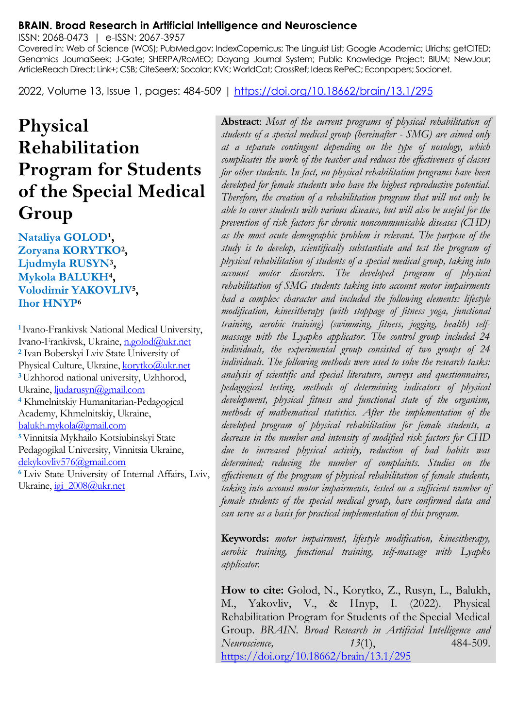**BRAIN. Broad Research in Artificial Intelligence and Neuroscience**

ISSN: 2068-0473 | e-ISSN: 2067-3957

Covered in: Web of Science (WOS); PubMed.gov; IndexCopernicus; The Linguist List; Google Academic; Ulrichs; getCITED; Genamics JournalSeek; J-Gate; SHERPA/RoMEO; Dayang Journal System; Public Knowledge Project; BIUM; NewJour; ArticleReach Direct; Link+; CSB; CiteSeerX; Socolar; KVK; WorldCat; CrossRef; Ideas RePeC; Econpapers; Socionet.

2022, Volume 13, Issue 1, pages: 484-509 | https://doi.org/10.18662/brain/13.1/295

# Physical Rehabilitation Program for Students of the Special Medical Group

**Nataliya GOLOD[1], Zoryana KORYTKO[2], Ljudmyla RUSYN[3], Mykola BALUKH[4], Volodimir YAKOVLIV[5], Ihor HNYP[6]**

[1] Ivano-Frankivsk National Medical University, Ivano-Frankivsk, Ukraine, n.golod@ukr.net

[2] Ivan Boberskyi Lviv State University of Physical Culture, Ukraine, korytko@ukr.net

[3] Uzhhorod national university, Uzhhorod, Ukraine, ljudarusyn@gmail.com

[4] Khmelnitskiy Humanitarian-Pedagogical Academy, Khmelnitskiy, Ukraine, balukh.mykola@gmail.com

[5] Vinnitsia Mykhailo Kotsiubinskyi State Pedagogikal University, Vinnitsia Ukraine, dekykovliv576@gmail.com

[6] Lviv State University of Internal Affairs, Lviv, Ukraine, igi_2008@ukr.net

**Abstract**: *Most of the current programs of physical rehabilitation of students of a special medical group (hereinafter - SMG) are aimed only at a separate contingent depending on the type of nosology, which complicates the work of the teacher and reduces the effectiveness of classes for other students. In fact, no physical rehabilitation programs have been developed for female students who have the highest reproductive potential. Therefore, the creation of a rehabilitation program that will not only be able to cover students with various diseases, but will also be useful for the prevention of risk factors for chronic noncommunicable diseases (CHD) as the most acute demographic problem is relevant. The purpose of the study is to develop, scientifically substantiate and test the program of physical rehabilitation of students of a special medical group, taking into account motor disorders. The developed program of physical rehabilitation of SMG students taking into account motor impairments had a complex character and included the following elements: lifestyle modification, kinesitherapy (with stoppage of fitness yoga, functional training, aerobic training) (swimming, fitness, jogging, health) self-massage with the Lyapko applicator. The control group included 24 individuals, the experimental group consisted of two groups of 24 individuals. The following methods were used to solve the research tasks: analysis of scientific and special literature, surveys and questionnaires, pedagogical testing, methods of determining indicators of physical development, physical fitness and functional state of the organism, methods of mathematical statistics. After the implementation of the developed program of physical rehabilitation for female students, a decrease in the number and intensity of modified risk factors for CHD due to increased physical activity, reduction of bad habits was determined; reducing the number of complaints. Studies on the effectiveness of the program of physical rehabilitation of female students, taking into account motor impairments, tested on a sufficient number of female students of the special medical group, have confirmed data and can serve as a basis for practical implementation of this program.*

**Keywords:** *motor impairment, lifestyle modification, kinesitherapy, aerobic training, functional training, self-massage with Lyapko applicator.*

**How to cite:** Golod, N., Korytko, Z., Rusyn, L., Balukh, M., Yakovliv, V., & Hnyp, I. (2022). Physical Rehabilitation Program for Students of the Special Medical Group. *BRAIN. Broad Research in Artificial Intelligence and Neuroscience, 13*(1), 484-509. https://doi.org/10.18662/brain/13.1/295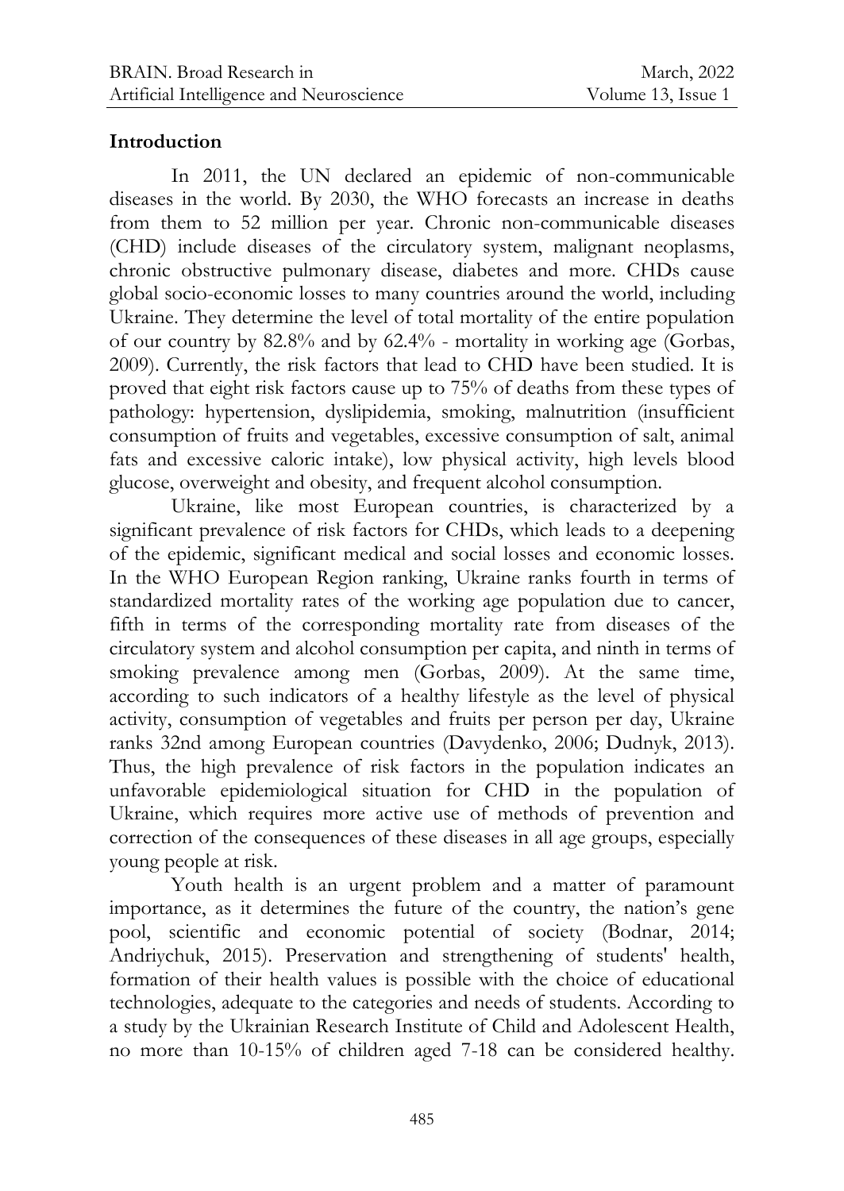## Introduction

In 2011, the UN declared an epidemic of non-communicable diseases in the world. By 2030, the WHO forecasts an increase in deaths from them to 52 million per year. Chronic non-communicable diseases (CHD) include diseases of the circulatory system, malignant neoplasms, chronic obstructive pulmonary disease, diabetes and more. CHDs cause global socio-economic losses to many countries around the world, including Ukraine. They determine the level of total mortality of the entire population of our country by 82.8% and by 62.4% - mortality in working age (Gorbas, 2009). Currently, the risk factors that lead to CHD have been studied. It is proved that eight risk factors cause up to 75% of deaths from these types of pathology: hypertension, dyslipidemia, smoking, malnutrition (insufficient consumption of fruits and vegetables, excessive consumption of salt, animal fats and excessive caloric intake), low physical activity, high levels blood glucose, overweight and obesity, and frequent alcohol consumption.

Ukraine, like most European countries, is characterized by a significant prevalence of risk factors for CHDs, which leads to a deepening of the epidemic, significant medical and social losses and economic losses. In the WHO European Region ranking, Ukraine ranks fourth in terms of standardized mortality rates of the working age population due to cancer, fifth in terms of the corresponding mortality rate from diseases of the circulatory system and alcohol consumption per capita, and ninth in terms of smoking prevalence among men (Gorbas, 2009). At the same time, according to such indicators of a healthy lifestyle as the level of physical activity, consumption of vegetables and fruits per person per day, Ukraine ranks 32nd among European countries (Davydenko, 2006; Dudnyk, 2013). Thus, the high prevalence of risk factors in the population indicates an unfavorable epidemiological situation for CHD in the population of Ukraine, which requires more active use of methods of prevention and correction of the consequences of these diseases in all age groups, especially young people at risk.

Youth health is an urgent problem and a matter of paramount importance, as it determines the future of the country, the nation's gene pool, scientific and economic potential of society (Bodnar, 2014; Andriychuk, 2015). Preservation and strengthening of students' health, formation of their health values is possible with the choice of educational technologies, adequate to the categories and needs of students. According to a study by the Ukrainian Research Institute of Child and Adolescent Health, no more than 10-15% of children aged 7-18 can be considered healthy.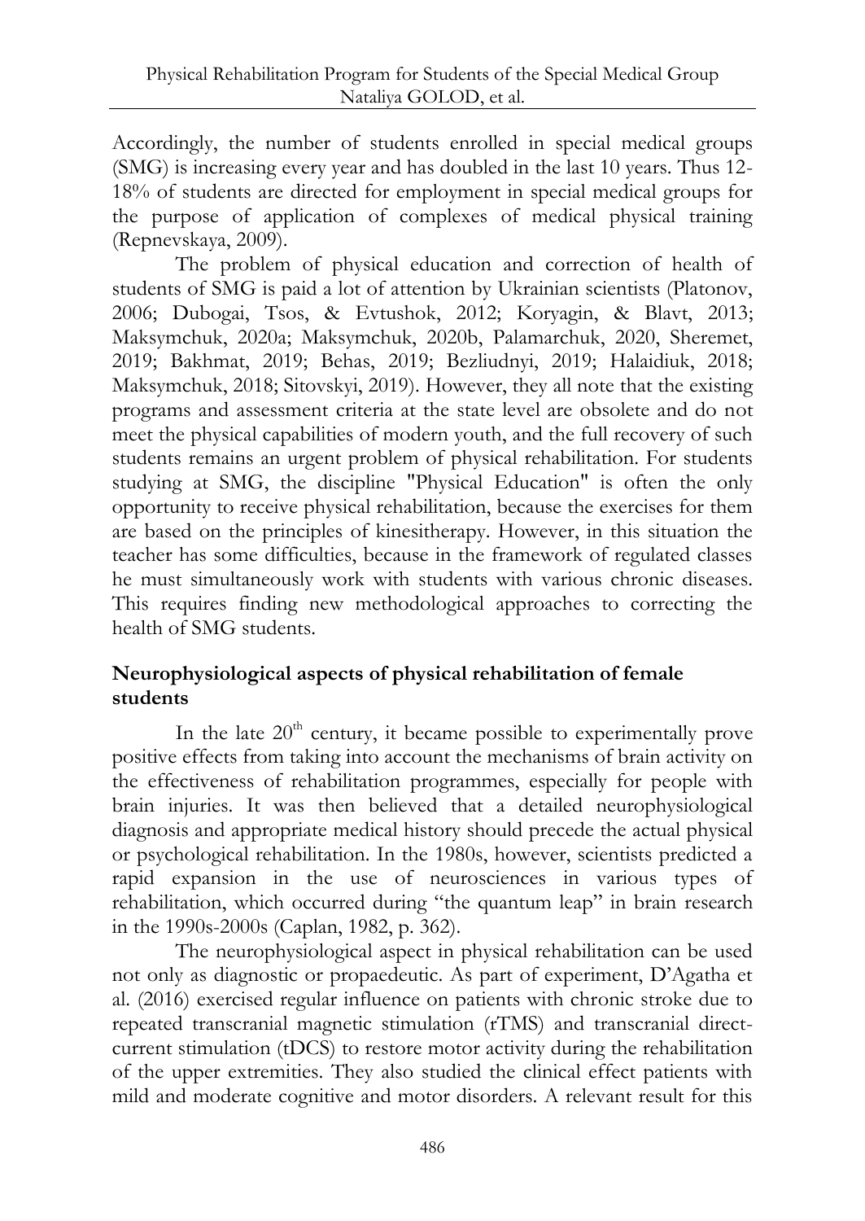Accordingly, the number of students enrolled in special medical groups (SMG) is increasing every year and has doubled in the last 10 years. Thus 12-18% of students are directed for employment in special medical groups for the purpose of application of complexes of medical physical training (Repnevskaya, 2009).

The problem of physical education and correction of health of students of SMG is paid a lot of attention by Ukrainian scientists (Platonov, 2006; Dubogai, Tsos, & Evtushok, 2012; Koryagin, & Blavt, 2013; Maksymchuk, 2020a; Maksymchuk, 2020b, Palamarchuk, 2020, Sheremet, 2019; Bakhmat, 2019; Behas, 2019; Bezliudnyi, 2019; Halaidiuk, 2018; Maksymchuk, 2018; Sitovskyi, 2019). However, they all note that the existing programs and assessment criteria at the state level are obsolete and do not meet the physical capabilities of modern youth, and the full recovery of such students remains an urgent problem of physical rehabilitation. For students studying at SMG, the discipline "Physical Education" is often the only opportunity to receive physical rehabilitation, because the exercises for them are based on the principles of kinesitherapy. However, in this situation the teacher has some difficulties, because in the framework of regulated classes he must simultaneously work with students with various chronic diseases. This requires finding new methodological approaches to correcting the health of SMG students.

## Neurophysiological aspects of physical rehabilitation of female students

In the late 20[th] century, it became possible to experimentally prove positive effects from taking into account the mechanisms of brain activity on the effectiveness of rehabilitation programmes, especially for people with brain injuries. It was then believed that a detailed neurophysiological diagnosis and appropriate medical history should precede the actual physical or psychological rehabilitation. In the 1980s, however, scientists predicted a rapid expansion in the use of neurosciences in various types of rehabilitation, which occurred during "the quantum leap" in brain research in the 1990s-2000s (Caplan, 1982, p. 362).

The neurophysiological aspect in physical rehabilitation can be used not only as diagnostic or propaedeutic. As part of experiment, D'Agatha et al. (2016) exercised regular influence on patients with chronic stroke due to repeated transcranial magnetic stimulation (rTMS) and transcranial direct-current stimulation (tDCS) to restore motor activity during the rehabilitation of the upper extremities. They also studied the clinical effect patients with mild and moderate cognitive and motor disorders. A relevant result for this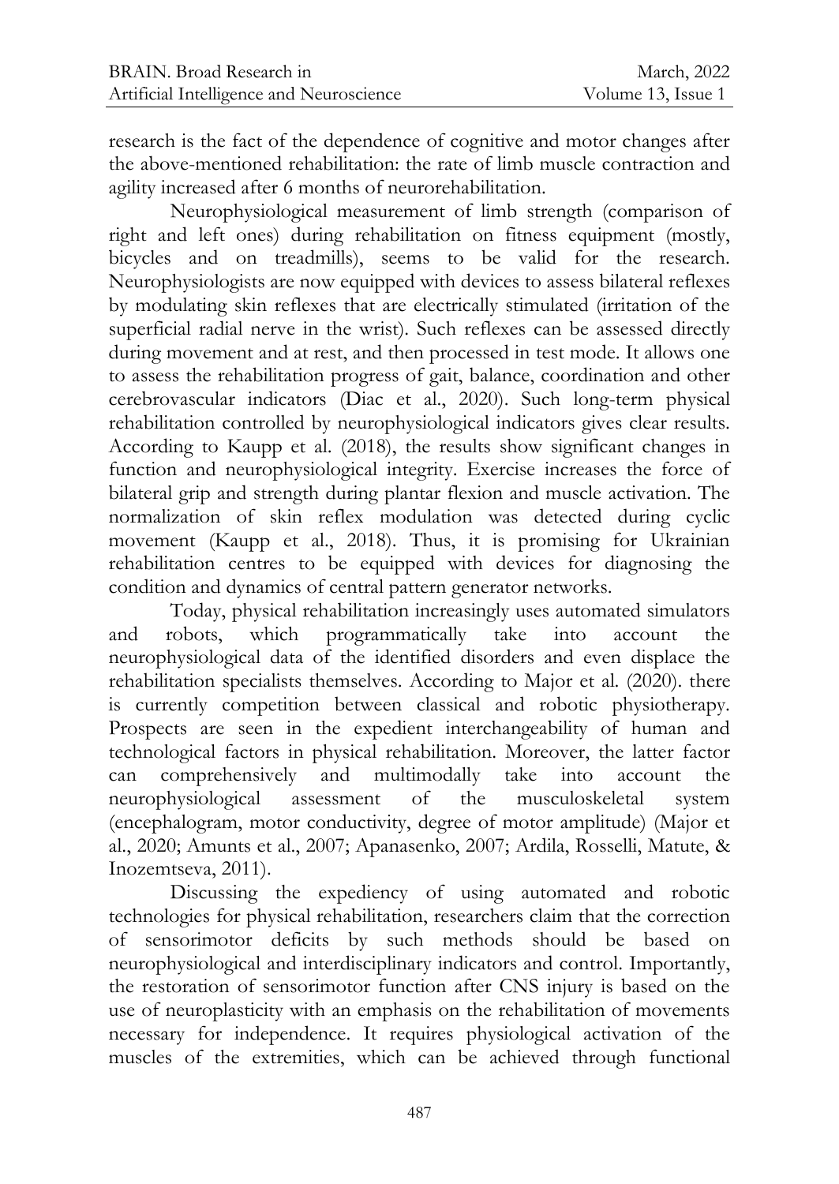research is the fact of the dependence of cognitive and motor changes after the above-mentioned rehabilitation: the rate of limb muscle contraction and agility increased after 6 months of neurorehabilitation.

Neurophysiological measurement of limb strength (comparison of right and left ones) during rehabilitation on fitness equipment (mostly, bicycles and on treadmills), seems to be valid for the research. Neurophysiologists are now equipped with devices to assess bilateral reflexes by modulating skin reflexes that are electrically stimulated (irritation of the superficial radial nerve in the wrist). Such reflexes can be assessed directly during movement and at rest, and then processed in test mode. It allows one to assess the rehabilitation progress of gait, balance, coordination and other cerebrovascular indicators (Diac et al., 2020). Such long-term physical rehabilitation controlled by neurophysiological indicators gives clear results. According to Kaupp et al. (2018), the results show significant changes in function and neurophysiological integrity. Exercise increases the force of bilateral grip and strength during plantar flexion and muscle activation. The normalization of skin reflex modulation was detected during cyclic movement (Kaupp et al., 2018). Thus, it is promising for Ukrainian rehabilitation centres to be equipped with devices for diagnosing the condition and dynamics of central pattern generator networks.

Today, physical rehabilitation increasingly uses automated simulators and robots, which programmatically take into account the neurophysiological data of the identified disorders and even displace the rehabilitation specialists themselves. According to Major et al. (2020). there is currently competition between classical and robotic physiotherapy. Prospects are seen in the expedient interchangeability of human and technological factors in physical rehabilitation. Moreover, the latter factor can comprehensively and multimodally take into account the neurophysiological assessment of the musculoskeletal system (encephalogram, motor conductivity, degree of motor amplitude) (Major et al., 2020; Amunts et al., 2007; Apanasenko, 2007; Ardila, Rosselli, Matute, & Inozemtseva, 2011).

Discussing the expediency of using automated and robotic technologies for physical rehabilitation, researchers claim that the correction of sensorimotor deficits by such methods should be based on neurophysiological and interdisciplinary indicators and control. Importantly, the restoration of sensorimotor function after CNS injury is based on the use of neuroplasticity with an emphasis on the rehabilitation of movements necessary for independence. It requires physiological activation of the muscles of the extremities, which can be achieved through functional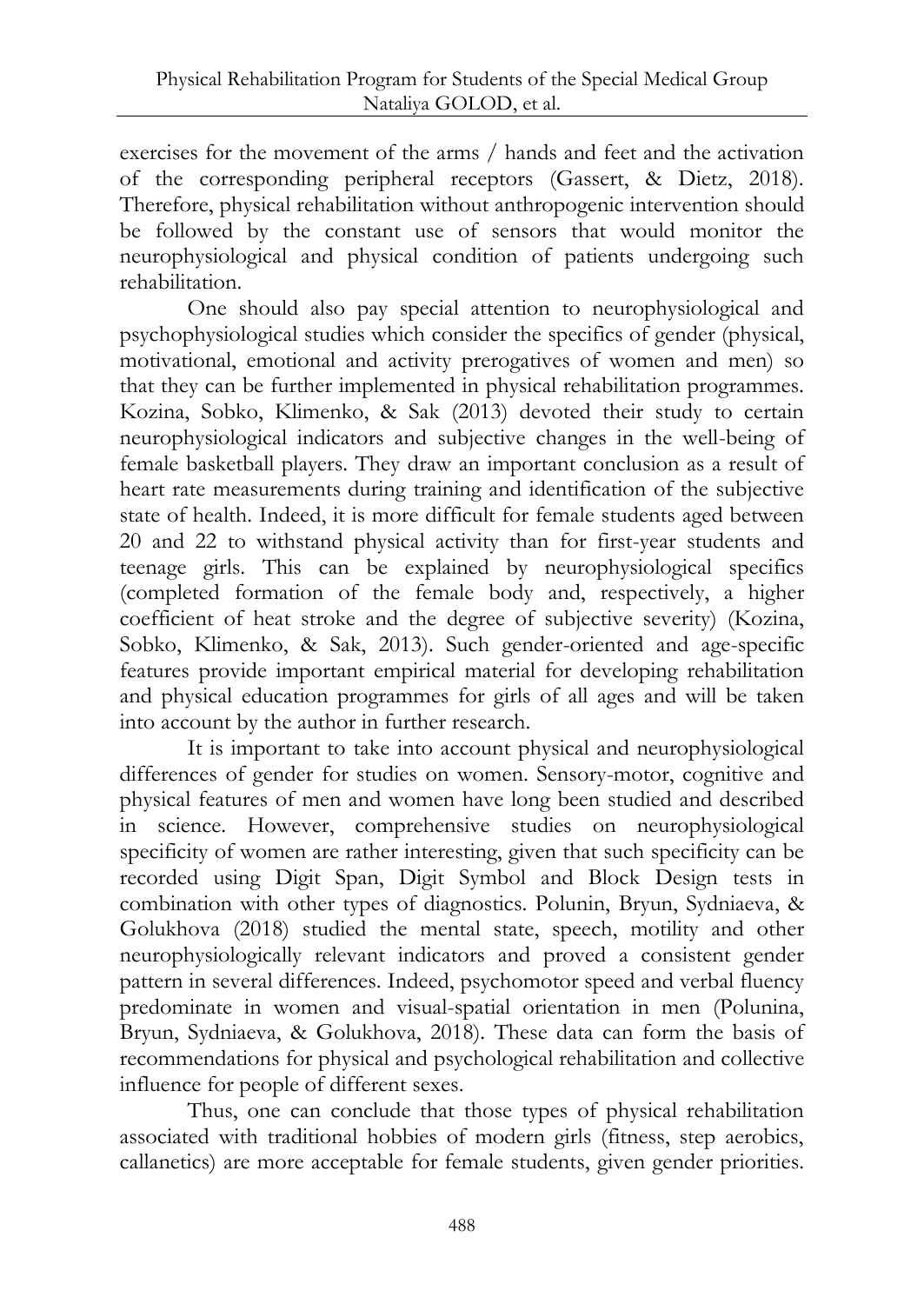exercises for the movement of the arms / hands and feet and the activation of the corresponding peripheral receptors (Gassert, & Dietz, 2018). Therefore, physical rehabilitation without anthropogenic intervention should be followed by the constant use of sensors that would monitor the neurophysiological and physical condition of patients undergoing such rehabilitation.

One should also pay special attention to neurophysiological and psychophysiological studies which consider the specifics of gender (physical, motivational, emotional and activity prerogatives of women and men) so that they can be further implemented in physical rehabilitation programmes. Kozina, Sobko, Klimenko, & Sak (2013) devoted their study to certain neurophysiological indicators and subjective changes in the well-being of female basketball players. They draw an important conclusion as a result of heart rate measurements during training and identification of the subjective state of health. Indeed, it is more difficult for female students aged between 20 and 22 to withstand physical activity than for first-year students and teenage girls. This can be explained by neurophysiological specifics (completed formation of the female body and, respectively, a higher coefficient of heat stroke and the degree of subjective severity) (Kozina, Sobko, Klimenko, & Sak, 2013). Such gender-oriented and age-specific features provide important empirical material for developing rehabilitation and physical education programmes for girls of all ages and will be taken into account by the author in further research.

It is important to take into account physical and neurophysiological differences of gender for studies on women. Sensory-motor, cognitive and physical features of men and women have long been studied and described in science. However, comprehensive studies on neurophysiological specificity of women are rather interesting, given that such specificity can be recorded using Digit Span, Digit Symbol and Block Design tests in combination with other types of diagnostics. Polunin, Bryun, Sydniaeva, & Golukhova (2018) studied the mental state, speech, motility and other neurophysiologically relevant indicators and proved a consistent gender pattern in several differences. Indeed, psychomotor speed and verbal fluency predominate in women and visual-spatial orientation in men (Polunina, Bryun, Sydniaeva, & Golukhova, 2018). These data can form the basis of recommendations for physical and psychological rehabilitation and collective influence for people of different sexes.

Thus, one can conclude that those types of physical rehabilitation associated with traditional hobbies of modern girls (fitness, step aerobics, callanetics) are more acceptable for female students, given gender priorities.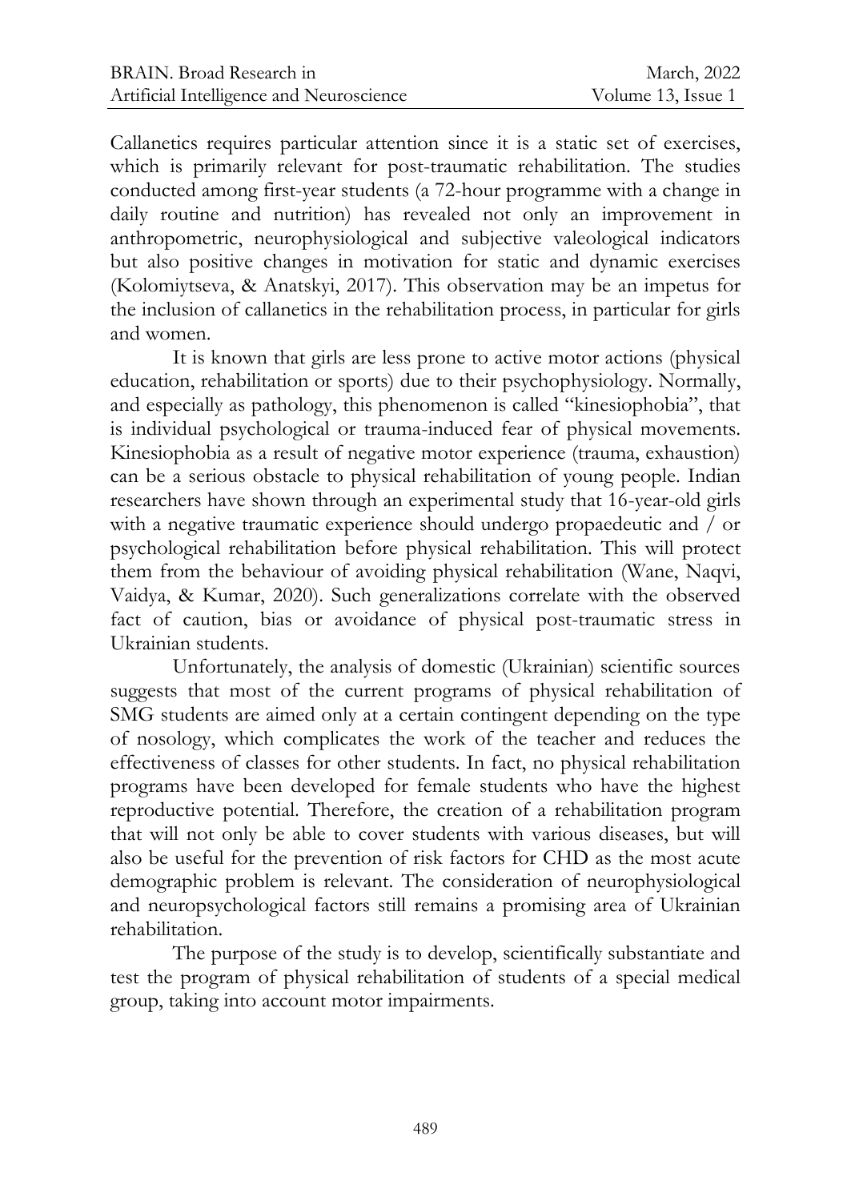Callanetics requires particular attention since it is a static set of exercises, which is primarily relevant for post-traumatic rehabilitation. The studies conducted among first-year students (a 72-hour programme with a change in daily routine and nutrition) has revealed not only an improvement in anthropometric, neurophysiological and subjective valeological indicators but also positive changes in motivation for static and dynamic exercises (Kolomiytseva, & Anatskyi, 2017). This observation may be an impetus for the inclusion of callanetics in the rehabilitation process, in particular for girls and women.

It is known that girls are less prone to active motor actions (physical education, rehabilitation or sports) due to their psychophysiology. Normally, and especially as pathology, this phenomenon is called "kinesiophobia", that is individual psychological or trauma-induced fear of physical movements. Kinesiophobia as a result of negative motor experience (trauma, exhaustion) can be a serious obstacle to physical rehabilitation of young people. Indian researchers have shown through an experimental study that 16-year-old girls with a negative traumatic experience should undergo propaedeutic and / or psychological rehabilitation before physical rehabilitation. This will protect them from the behaviour of avoiding physical rehabilitation (Wane, Naqvi, Vaidya, & Kumar, 2020). Such generalizations correlate with the observed fact of caution, bias or avoidance of physical post-traumatic stress in Ukrainian students.

Unfortunately, the analysis of domestic (Ukrainian) scientific sources suggests that most of the current programs of physical rehabilitation of SMG students are aimed only at a certain contingent depending on the type of nosology, which complicates the work of the teacher and reduces the effectiveness of classes for other students. In fact, no physical rehabilitation programs have been developed for female students who have the highest reproductive potential. Therefore, the creation of a rehabilitation program that will not only be able to cover students with various diseases, but will also be useful for the prevention of risk factors for CHD as the most acute demographic problem is relevant. The consideration of neurophysiological and neuropsychological factors still remains a promising area of Ukrainian rehabilitation.

The purpose of the study is to develop, scientifically substantiate and test the program of physical rehabilitation of students of a special medical group, taking into account motor impairments.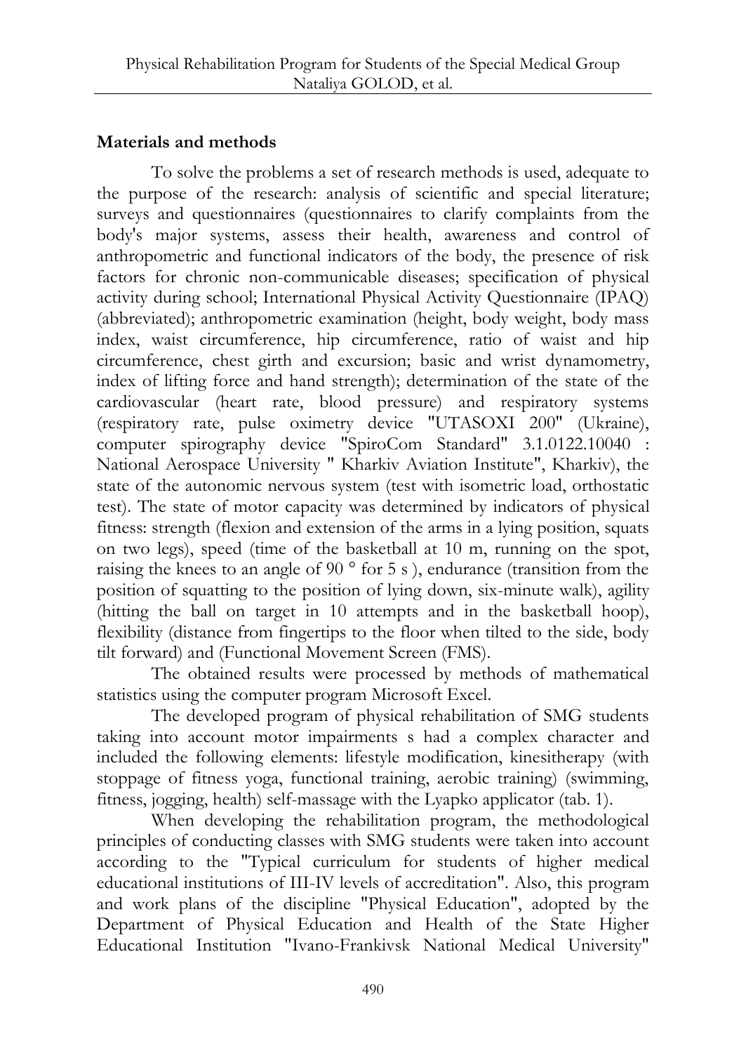## Materials and methods

To solve the problems a set of research methods is used, adequate to the purpose of the research: analysis of scientific and special literature; surveys and questionnaires (questionnaires to clarify complaints from the body's major systems, assess their health, awareness and control of anthropometric and functional indicators of the body, the presence of risk factors for chronic non-communicable diseases; specification of physical activity during school; International Physical Activity Questionnaire (IPAQ) (abbreviated); anthropometric examination (height, body weight, body mass index, waist circumference, hip circumference, ratio of waist and hip circumference, chest girth and excursion; basic and wrist dynamometry, index of lifting force and hand strength); determination of the state of the cardiovascular (heart rate, blood pressure) and respiratory systems (respiratory rate, pulse oximetry device "UTASOXI 200" (Ukraine), computer spirography device "SpiroCom Standard" 3.1.0122.10040 : National Aerospace University " Kharkiv Aviation Institute", Kharkiv), the state of the autonomic nervous system (test with isometric load, orthostatic test). The state of motor capacity was determined by indicators of physical fitness: strength (flexion and extension of the arms in a lying position, squats on two legs), speed (time of the basketball at 10 m, running on the spot, raising the knees to an angle of 90 ° for 5 s ), endurance (transition from the position of squatting to the position of lying down, six-minute walk), agility (hitting the ball on target in 10 attempts and in the basketball hoop), flexibility (distance from fingertips to the floor when tilted to the side, body tilt forward) and (Functional Movement Screen (FMS).

The obtained results were processed by methods of mathematical statistics using the computer program Microsoft Excel.

The developed program of physical rehabilitation of SMG students taking into account motor impairments s had a complex character and included the following elements: lifestyle modification, kinesitherapy (with stoppage of fitness yoga, functional training, aerobic training) (swimming, fitness, jogging, health) self-massage with the Lyapko applicator (tab. 1).

When developing the rehabilitation program, the methodological principles of conducting classes with SMG students were taken into account according to the "Typical curriculum for students of higher medical educational institutions of III-IV levels of accreditation". Also, this program and work plans of the discipline "Physical Education", adopted by the Department of Physical Education and Health of the State Higher Educational Institution "Ivano-Frankivsk National Medical University"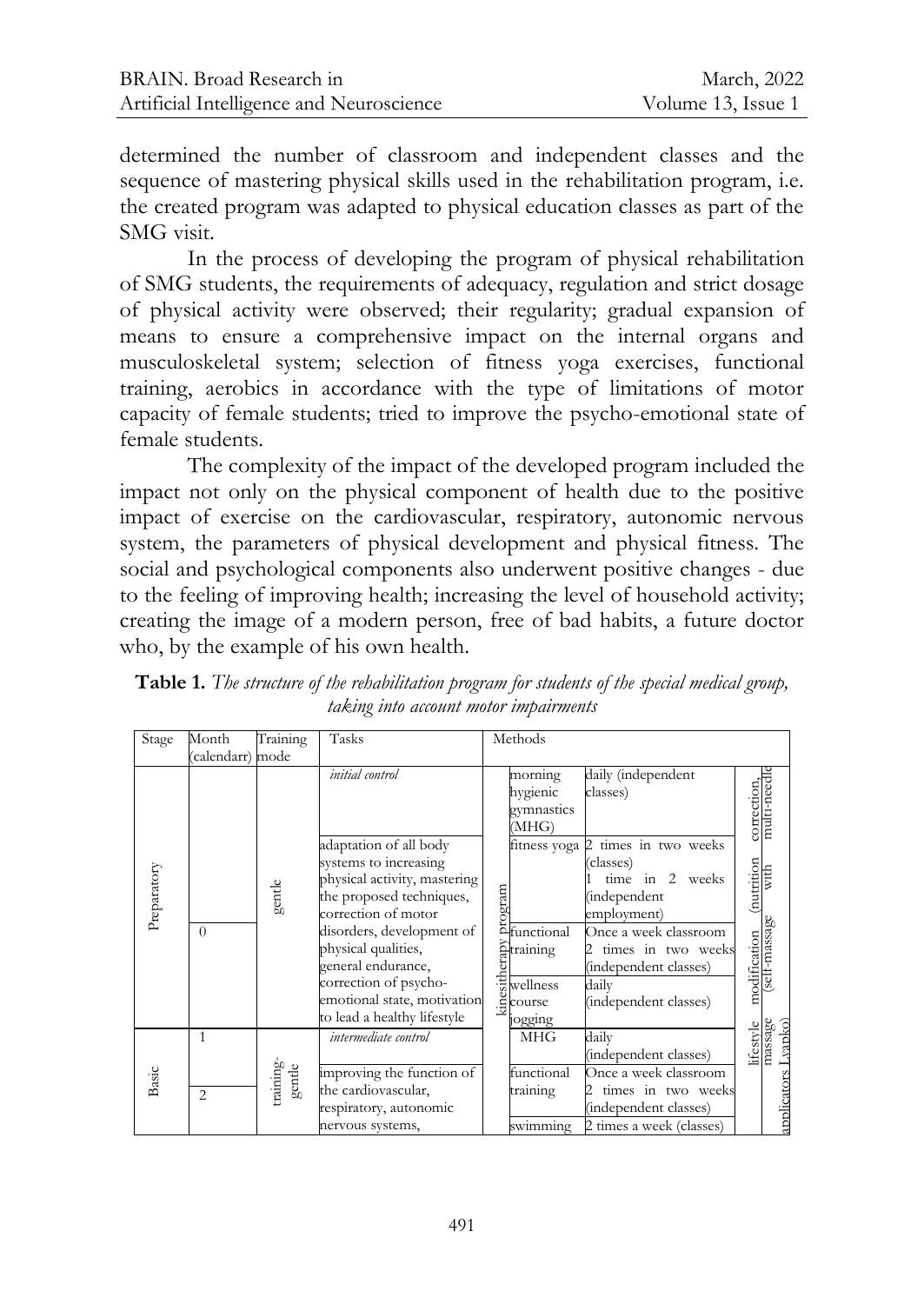determined the number of classroom and independent classes and the sequence of mastering physical skills used in the rehabilitation program, i.e. the created program was adapted to physical education classes as part of the SMG visit.

In the process of developing the program of physical rehabilitation of SMG students, the requirements of adequacy, regulation and strict dosage of physical activity were observed; their regularity; gradual expansion of means to ensure a comprehensive impact on the internal organs and musculoskeletal system; selection of fitness yoga exercises, functional training, aerobics in accordance with the type of limitations of motor capacity of female students; tried to improve the psycho-emotional state of female students.

The complexity of the impact of the developed program included the impact not only on the physical component of health due to the positive impact of exercise on the cardiovascular, respiratory, autonomic nervous system, the parameters of physical development and physical fitness. The social and psychological components also underwent positive changes - due to the feeling of improving health; increasing the level of household activity; creating the image of a modern person, free of bad habits, a future doctor who, by the example of his own health.

**Table 1.** *The structure of the rehabilitation program for students of the special medical group, taking into account motor impairments*

| Stage | Month (calendarr) | Training mode | Tasks | Methods | | | | |
|---|---|---|---|---|---|---|---|---|
| Preparatory | 0 | gentle | *initial control* | kinesitherapy program | morning hygienic gymnastics (MHG) | daily (independent classes) | lifestyle modification (nutrition correction, | massage (self-massage with multi-needle applicators Lyapko) |
| | | | adaptation of all body systems to increasing physical activity, mastering the proposed techniques, correction of motor disorders, development of physical qualities, general endurance, correction of psycho-emotional state, motivation to lead a healthy lifestyle | | fitness yoga | 2 times in two weeks (classes) 1 time in 2 weeks (independent employment) | | |
| | | | | | functional training | Once a week classroom 2 times in two weeks (independent classes) | | |
| | | | | | wellness course jogging | daily (independent classes) | | |
| Basic | 1 | training-gentle | *intermediate control* | | MHG | daily (independent classes) | | |
| | 2 | | improving the function of the cardiovascular, respiratory, autonomic nervous systems, | | functional training | Once a week classroom 2 times in two weeks (independent classes) | | |
| | | | | | swimming | 2 times a week (classes) | | |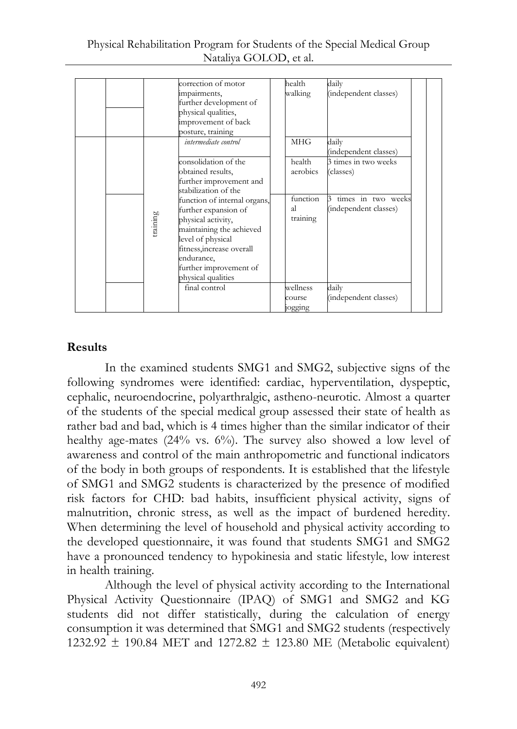| | | | | | | | |
|---|---|---|---|---|---|---|---|
| | | | correction of motor impairments, further development of physical qualities, improvement of back posture, training | health walking | daily (independent classes) | | |
| | | | *intermediate control* | MHG | daily (independent classes) | | |
| | | training | consolidation of the obtained results, further improvement and stabilization of the function of internal organs, further expansion of physical activity, maintaining the achieved level of physical fitness,increase overall endurance, further improvement of physical qualities | health aerobics | 3 times in two weeks (classes) | | |
| | | | | functional training | 3 times in two weeks (independent classes) | | |
| | | | final control | wellness course jogging | daily (independent classes) | | |

## Results

In the examined students SMG1 and SMG2, subjective signs of the following syndromes were identified: cardiac, hyperventilation, dyspeptic, cephalic, neuroendocrine, polyarthralgic, astheno-neurotic. Almost a quarter of the students of the special medical group assessed their state of health as rather bad and bad, which is 4 times higher than the similar indicator of their healthy age-mates (24% vs. 6%). The survey also showed a low level of awareness and control of the main anthropometric and functional indicators of the body in both groups of respondents. It is established that the lifestyle of SMG1 and SMG2 students is characterized by the presence of modified risk factors for CHD: bad habits, insufficient physical activity, signs of malnutrition, chronic stress, as well as the impact of burdened heredity. When determining the level of household and physical activity according to the developed questionnaire, it was found that students SMG1 and SMG2 have a pronounced tendency to hypokinesia and static lifestyle, low interest in health training.

Although the level of physical activity according to the International Physical Activity Questionnaire (IPAQ) of SMG1 and SMG2 and KG students did not differ statistically, during the calculation of energy consumption it was determined that SMG1 and SMG2 students (respectively 1232.92 ± 190.84 MET and 1272.82 ± 123.80 ME (Metabolic equivalent)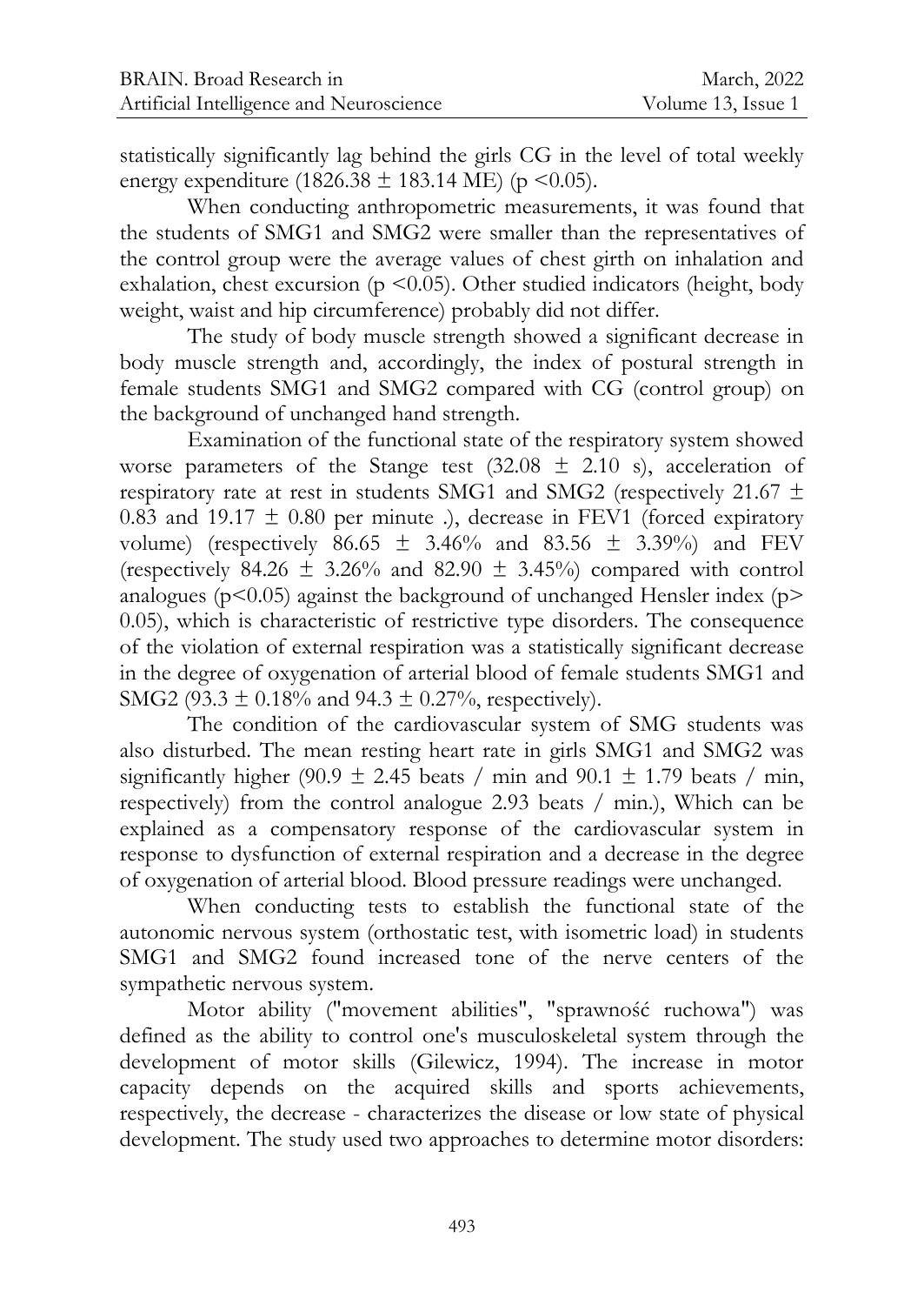statistically significantly lag behind the girls CG in the level of total weekly energy expenditure (1826.38 ± 183.14 ME) ($p < 0.05$).

When conducting anthropometric measurements, it was found that the students of SMG1 and SMG2 were smaller than the representatives of the control group were the average values of chest girth on inhalation and exhalation, chest excursion ($p < 0.05$). Other studied indicators (height, body weight, waist and hip circumference) probably did not differ.

The study of body muscle strength showed a significant decrease in body muscle strength and, accordingly, the index of postural strength in female students SMG1 and SMG2 compared with CG (control group) on the background of unchanged hand strength.

Examination of the functional state of the respiratory system showed worse parameters of the Stange test (32.08 ± 2.10 s), acceleration of respiratory rate at rest in students SMG1 and SMG2 (respectively 21.67 ± 0.83 and 19.17 ± 0.80 per minute .), decrease in FEV1 (forced expiratory volume) (respectively 86.65 ± 3.46% and 83.56 ± 3.39%) and FEV (respectively 84.26 ± 3.26% and 82.90 ± 3.45%) compared with control analogues ($p<0.05$) against the background of unchanged Hensler index ($p> 0.05$), which is characteristic of restrictive type disorders. The consequence of the violation of external respiration was a statistically significant decrease in the degree of oxygenation of arterial blood of female students SMG1 and SMG2 (93.3 ± 0.18% and 94.3 ± 0.27%, respectively).

The condition of the cardiovascular system of SMG students was also disturbed. The mean resting heart rate in girls SMG1 and SMG2 was significantly higher (90.9 ± 2.45 beats / min and 90.1 ± 1.79 beats / min, respectively) from the control analogue 2.93 beats / min.), Which can be explained as a compensatory response of the cardiovascular system in response to dysfunction of external respiration and a decrease in the degree of oxygenation of arterial blood. Blood pressure readings were unchanged.

When conducting tests to establish the functional state of the autonomic nervous system (orthostatic test, with isometric load) in students SMG1 and SMG2 found increased tone of the nerve centers of the sympathetic nervous system.

Motor ability ("movement abilities", "sprawność ruchowa") was defined as the ability to control one's musculoskeletal system through the development of motor skills (Gilewicz, 1994). The increase in motor capacity depends on the acquired skills and sports achievements, respectively, the decrease - characterizes the disease or low state of physical development. The study used two approaches to determine motor disorders: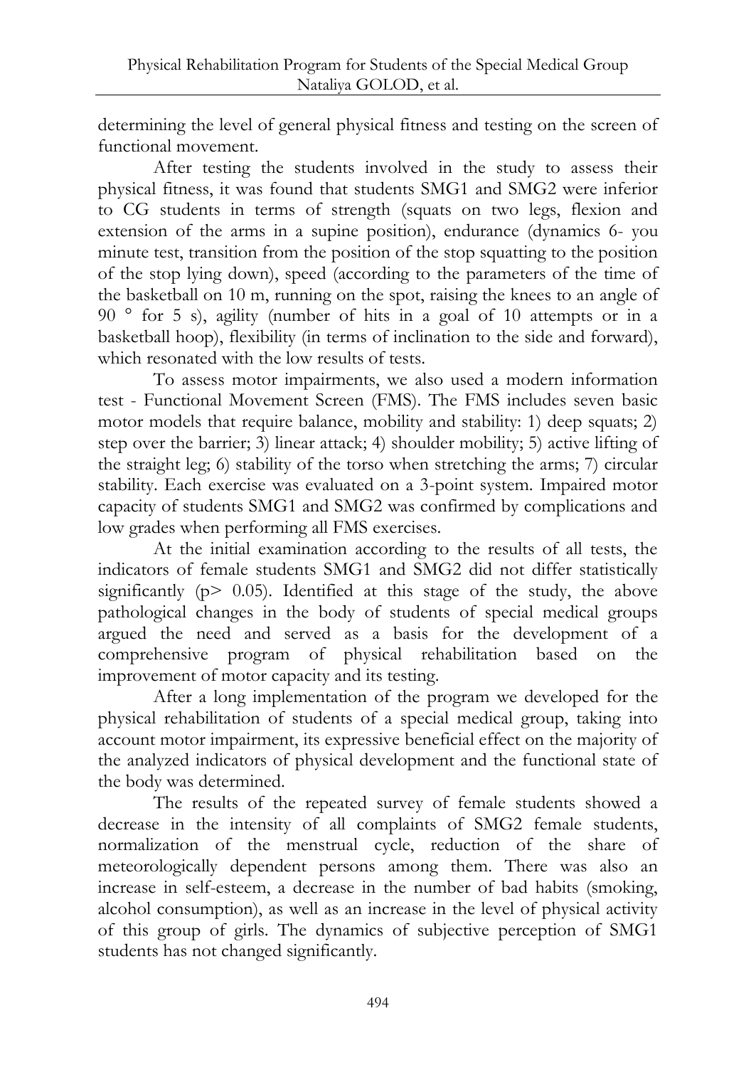determining the level of general physical fitness and testing on the screen of functional movement.

After testing the students involved in the study to assess their physical fitness, it was found that students SMG1 and SMG2 were inferior to CG students in terms of strength (squats on two legs, flexion and extension of the arms in a supine position), endurance (dynamics 6- you minute test, transition from the position of the stop squatting to the position of the stop lying down), speed (according to the parameters of the time of the basketball on 10 m, running on the spot, raising the knees to an angle of 90 ° for 5 s), agility (number of hits in a goal of 10 attempts or in a basketball hoop), flexibility (in terms of inclination to the side and forward), which resonated with the low results of tests.

To assess motor impairments, we also used a modern information test - Functional Movement Screen (FMS). The FMS includes seven basic motor models that require balance, mobility and stability: 1) deep squats; 2) step over the barrier; 3) linear attack; 4) shoulder mobility; 5) active lifting of the straight leg; 6) stability of the torso when stretching the arms; 7) circular stability. Each exercise was evaluated on a 3-point system. Impaired motor capacity of students SMG1 and SMG2 was confirmed by complications and low grades when performing all FMS exercises.

At the initial examination according to the results of all tests, the indicators of female students SMG1 and SMG2 did not differ statistically significantly ($p > 0.05$). Identified at this stage of the study, the above pathological changes in the body of students of special medical groups argued the need and served as a basis for the development of a comprehensive program of physical rehabilitation based on the improvement of motor capacity and its testing.

After a long implementation of the program we developed for the physical rehabilitation of students of a special medical group, taking into account motor impairment, its expressive beneficial effect on the majority of the analyzed indicators of physical development and the functional state of the body was determined.

The results of the repeated survey of female students showed a decrease in the intensity of all complaints of SMG2 female students, normalization of the menstrual cycle, reduction of the share of meteorologically dependent persons among them. There was also an increase in self-esteem, a decrease in the number of bad habits (smoking, alcohol consumption), as well as an increase in the level of physical activity of this group of girls. The dynamics of subjective perception of SMG1 students has not changed significantly.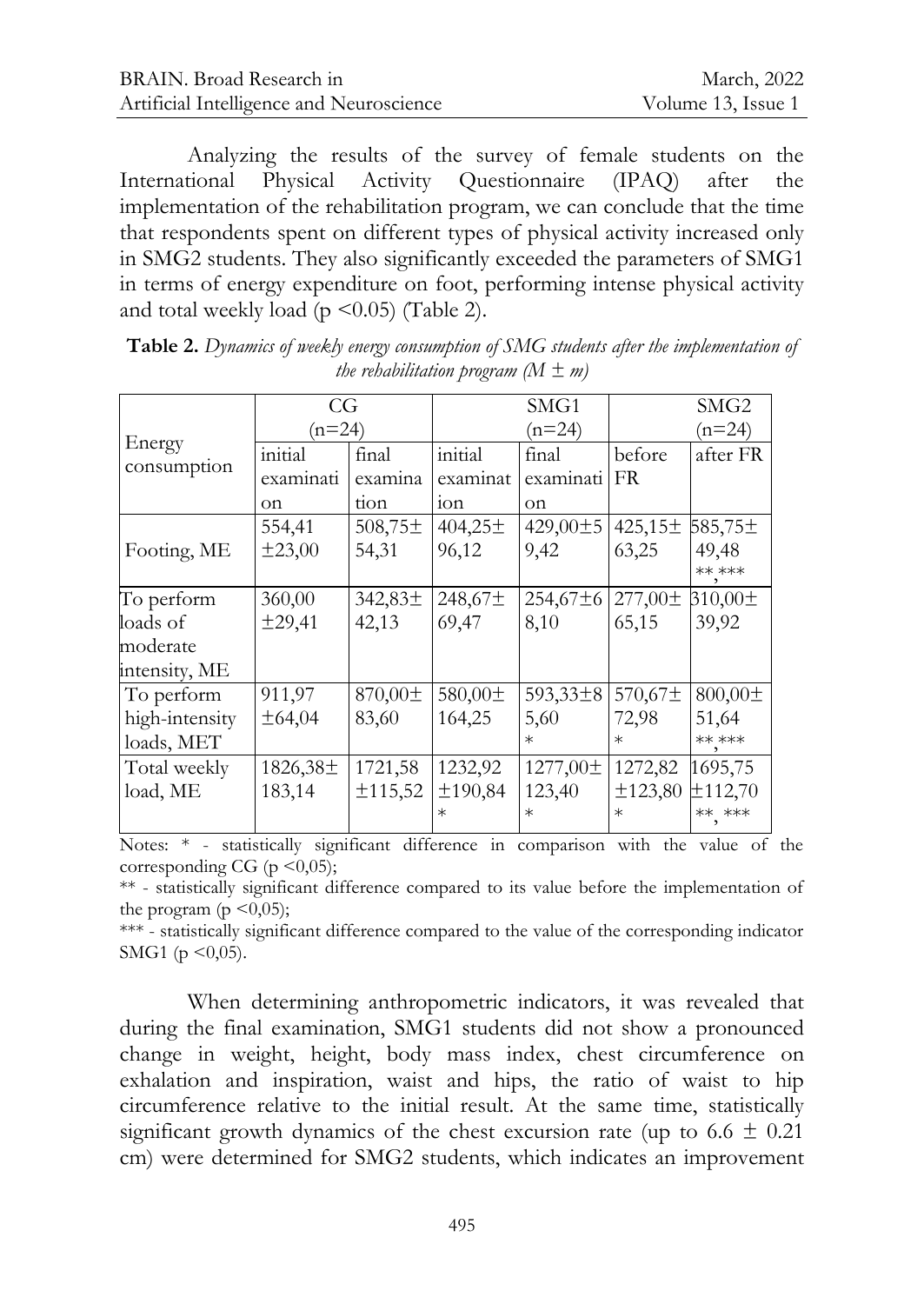Analyzing the results of the survey of female students on the International Physical Activity Questionnaire (IPAQ) after the implementation of the rehabilitation program, we can conclude that the time that respondents spent on different types of physical activity increased only in SMG2 students. They also significantly exceeded the parameters of SMG1 in terms of energy expenditure on foot, performing intense physical activity and total weekly load ($p < 0.05$) (Table 2).

**Table 2.** *Dynamics of weekly energy consumption of SMG students after the implementation of the rehabilitation program ($M \pm m$)*

| Energy consumption | CG (n=24) | | SMG1 (n=24) | | SMG2 (n=24) | |
|---|---|---|---|---|---|---|
| | initial examination | final examination | initial examination | final examination | before FR | after FR |
| Footing, ME | 554,41 ±23,00 | 508,75± 54,31 | 404,25± 96,12 | 429,00±5 9,42 | 425,15± 63,25 | 585,75± 49,48 **,*** |
| To perform loads of moderate intensity, ME | 360,00 ±29,41 | 342,83± 42,13 | 248,67± 69,47 | 254,67±6 8,10 | 277,00± 65,15 | 310,00± 39,92 |
| To perform high-intensity loads, MET | 911,97 ±64,04 | 870,00± 83,60 | 580,00± 164,25 | 593,33±8 5,60 * | 570,67± 72,98 * | 800,00± 51,64 **,*** |
| Total weekly load, ME | 1826,38± 183,14 | 1721,58 ±115,52 | 1232,92 ±190,84 * | 1277,00± 123,40 * | 1272,82 ±123,80 * | 1695,75 ±112,70 **, *** |

Notes: * - statistically significant difference in comparison with the value of the corresponding CG ($p < 0{,}05$);

** - statistically significant difference compared to its value before the implementation of the program ($p < 0{,}05$);

*** - statistically significant difference compared to the value of the corresponding indicator SMG1 ($p < 0{,}05$).

When determining anthropometric indicators, it was revealed that during the final examination, SMG1 students did not show a pronounced change in weight, height, body mass index, chest circumference on exhalation and inspiration, waist and hips, the ratio of waist to hip circumference relative to the initial result. At the same time, statistically significant growth dynamics of the chest excursion rate (up to $6.6 \pm 0.21$ cm) were determined for SMG2 students, which indicates an improvement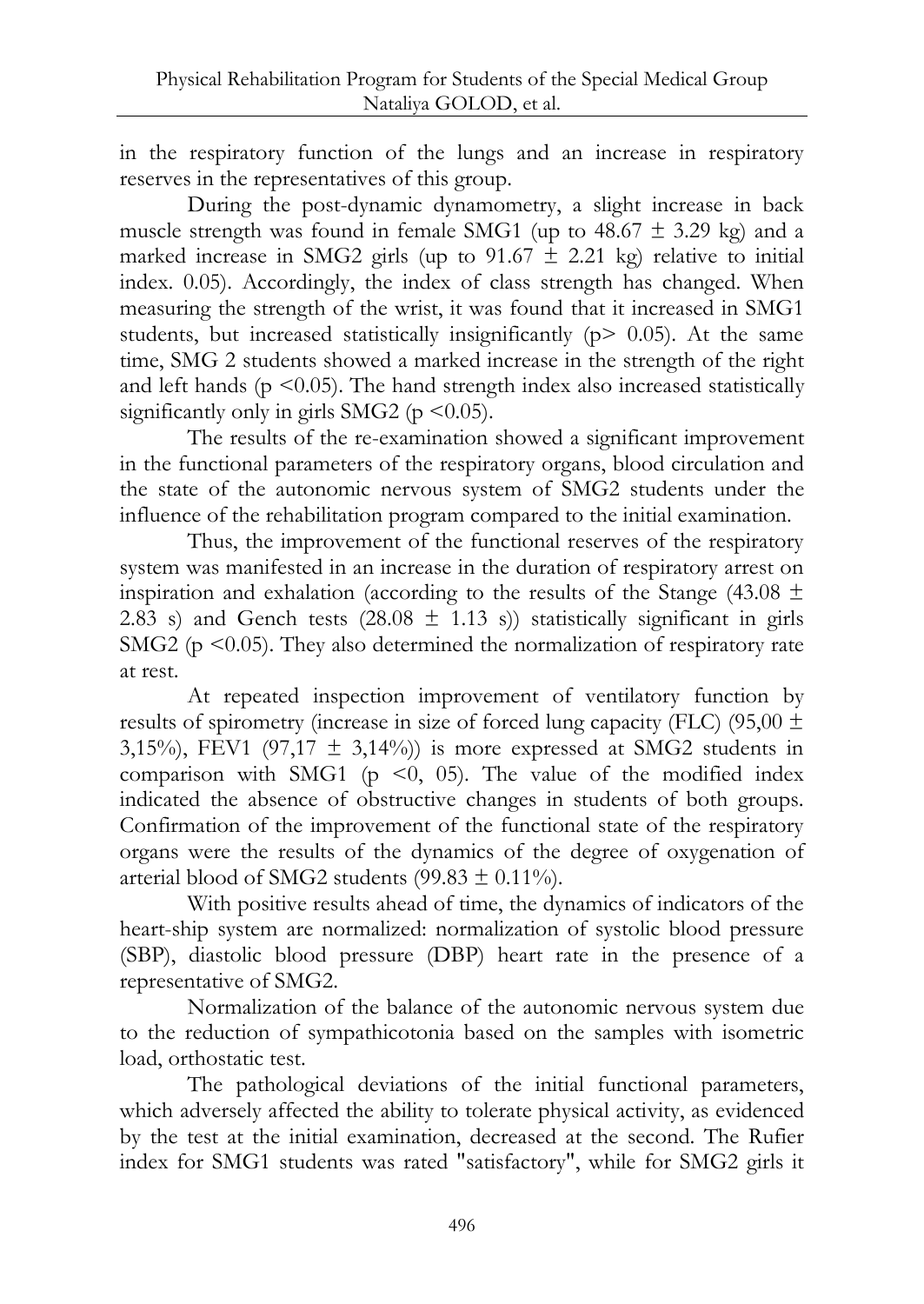in the respiratory function of the lungs and an increase in respiratory reserves in the representatives of this group.

During the post-dynamic dynamometry, a slight increase in back muscle strength was found in female SMG1 (up to $48.67 \pm 3.29$ kg) and a marked increase in SMG2 girls (up to $91.67 \pm 2.21$ kg) relative to initial index. 0.05). Accordingly, the index of class strength has changed. When measuring the strength of the wrist, it was found that it increased in SMG1 students, but increased statistically insignificantly ($p > 0.05$). At the same time, SMG 2 students showed a marked increase in the strength of the right and left hands ($p < 0.05$). The hand strength index also increased statistically significantly only in girls SMG2 ($p < 0.05$).

The results of the re-examination showed a significant improvement in the functional parameters of the respiratory organs, blood circulation and the state of the autonomic nervous system of SMG2 students under the influence of the rehabilitation program compared to the initial examination.

Thus, the improvement of the functional reserves of the respiratory system was manifested in an increase in the duration of respiratory arrest on inspiration and exhalation (according to the results of the Stange ($43.08 \pm 2.83$ s) and Gench tests ($28.08 \pm 1.13$ s)) statistically significant in girls SMG2 ($p < 0.05$). They also determined the normalization of respiratory rate at rest.

At repeated inspection improvement of ventilatory function by results of spirometry (increase in size of forced lung capacity (FLC) ($95{,}00 \pm 3{,}15\%$), FEV1 ($97{,}17 \pm 3{,}14\%$)) is more expressed at SMG2 students in comparison with SMG1 ($p < 0{,}05$). The value of the modified index indicated the absence of obstructive changes in students of both groups. Confirmation of the improvement of the functional state of the respiratory organs were the results of the dynamics of the degree of oxygenation of arterial blood of SMG2 students ($99.83 \pm 0.11\%$).

With positive results ahead of time, the dynamics of indicators of the heart-ship system are normalized: normalization of systolic blood pressure (SBP), diastolic blood pressure (DBP) heart rate in the presence of a representative of SMG2.

Normalization of the balance of the autonomic nervous system due to the reduction of sympathicotonia based on the samples with isometric load, orthostatic test.

The pathological deviations of the initial functional parameters, which adversely affected the ability to tolerate physical activity, as evidenced by the test at the initial examination, decreased at the second. The Rufier index for SMG1 students was rated "satisfactory", while for SMG2 girls it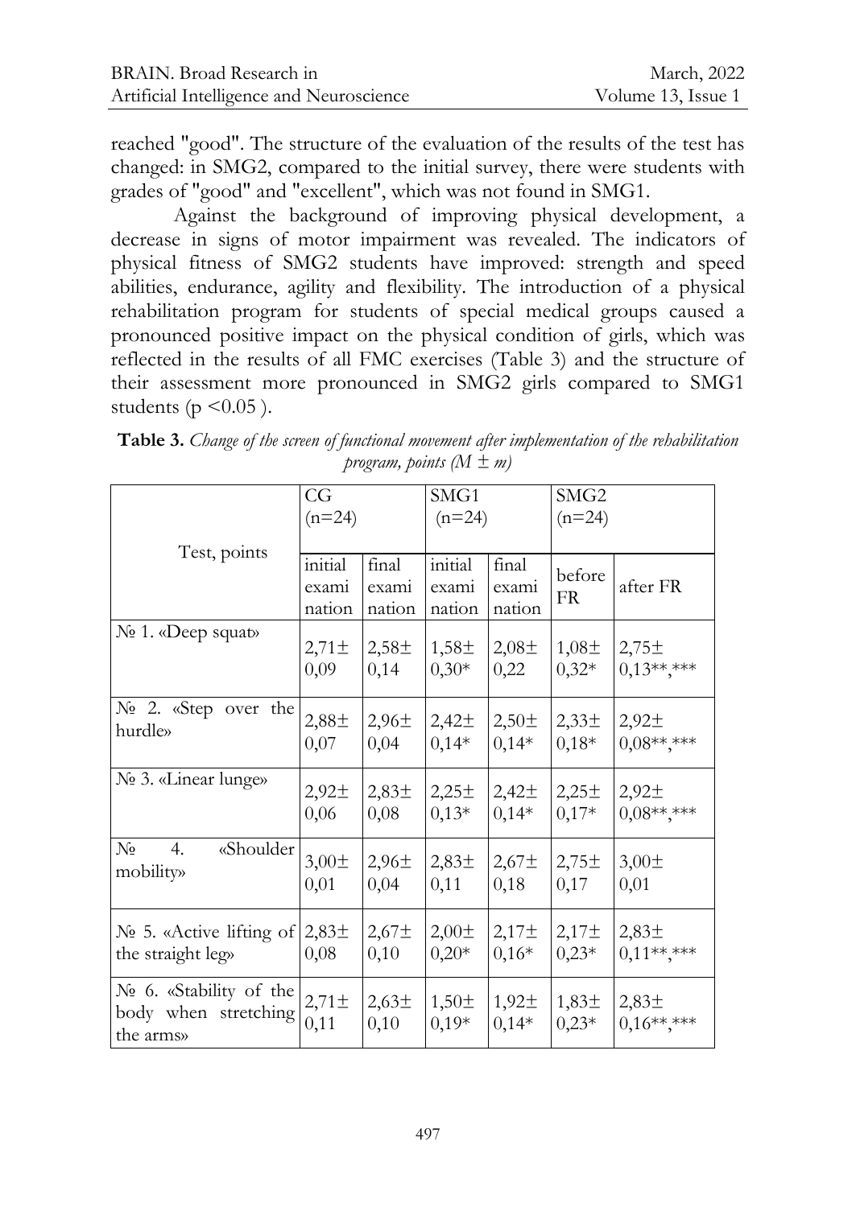reached "good". The structure of the evaluation of the results of the test has changed: in SMG2, compared to the initial survey, there were students with grades of "good" and "excellent", which was not found in SMG1.

Against the background of improving physical development, a decrease in signs of motor impairment was revealed. The indicators of physical fitness of SMG2 students have improved: strength and speed abilities, endurance, agility and flexibility. The introduction of a physical rehabilitation program for students of special medical groups caused a pronounced positive impact on the physical condition of girls, which was reflected in the results of all FMC exercises (Table 3) and the structure of their assessment more pronounced in SMG2 girls compared to SMG1 students ($p < 0.05$ ).

**Table 3.** *Change of the screen of functional movement after implementation of the rehabilitation program, points ($M \pm m$)*

| Test, points | CG (n=24) | | SMG1 (n=24) | | SMG2 (n=24) | |
|---|---|---|---|---|---|---|
| | initial examination | final examination | initial examination | final examination | before FR | after FR |
| № 1. «Deep squat» | 2,71± 0,09 | 2,58± 0,14 | 1,58± 0,30* | 2,08± 0,22 | 1,08± 0,32* | 2,75± 0,13**,*** |
| № 2. «Step over the hurdle» | 2,88± 0,07 | 2,96± 0,04 | 2,42± 0,14* | 2,50± 0,14* | 2,33± 0,18* | 2,92± 0,08**,*** |
| № 3. «Linear lunge» | 2,92± 0,06 | 2,83± 0,08 | 2,25± 0,13* | 2,42± 0,14* | 2,25± 0,17* | 2,92± 0,08**,*** |
| № 4. «Shoulder mobility» | 3,00± 0,01 | 2,96± 0,04 | 2,83± 0,11 | 2,67± 0,18 | 2,75± 0,17 | 3,00± 0,01 |
| № 5. «Active lifting of the straight leg» | 2,83± 0,08 | 2,67± 0,10 | 2,00± 0,20* | 2,17± 0,16* | 2,17± 0,23* | 2,83± 0,11**,*** |
| № 6. «Stability of the body when stretching the arms» | 2,71± 0,11 | 2,63± 0,10 | 1,50± 0,19* | 1,92± 0,14* | 1,83± 0,23* | 2,83± 0,16**,*** |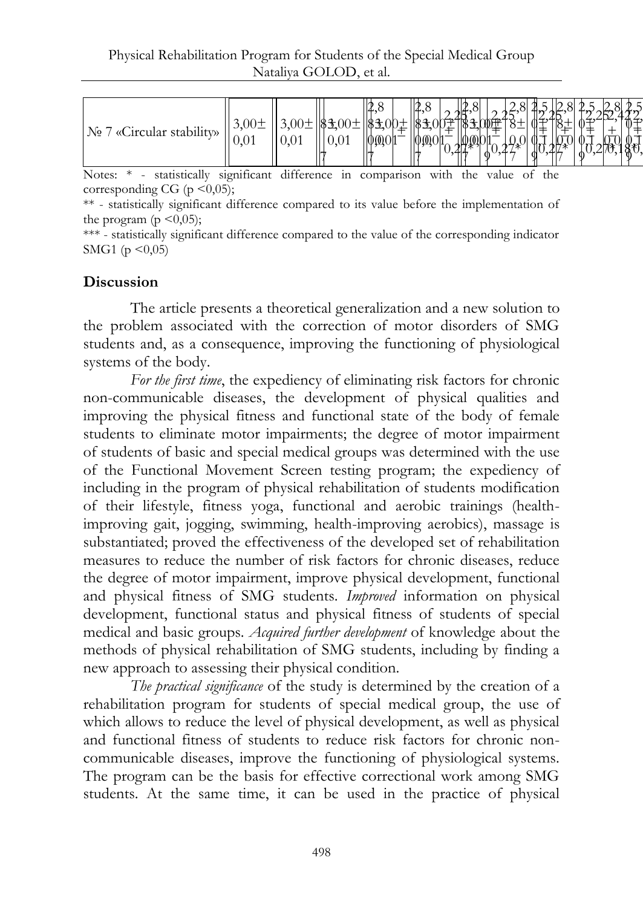| № 7 «Circular stability» | 3,00± 0,01 | 3,00± 0,01 | 3,00± 0,01 | 3,00± 0,01 | 3,00± 0,01 | 2,25± 0,27* | 3,00± 0,01 | 2,25± 0,27* | 2,88± 0,07 | 2,50± 0,19 | 2,25± 0,27* | 2,88± 0,07 | 2,50± 0,19 | 2,25± 0,27* | 2,88± 0,07 | 2,42± 0,18* | 2,50± 0,19 |
|---|---|---|---|---|---|---|---|---|---|---|---|---|---|---|---|---|---|

Notes: * - statistically significant difference in comparison with the value of the corresponding CG (p <0,05);

** - statistically significant difference compared to its value before the implementation of the program (p <0,05);

*** - statistically significant difference compared to the value of the corresponding indicator SMG1 (p <0,05)

## Discussion

The article presents a theoretical generalization and a new solution to the problem associated with the correction of motor disorders of SMG students and, as a consequence, improving the functioning of physiological systems of the body.

*For the first time*, the expediency of eliminating risk factors for chronic non-communicable diseases, the development of physical qualities and improving the physical fitness and functional state of the body of female students to eliminate motor impairments; the degree of motor impairment of students of basic and special medical groups was determined with the use of the Functional Movement Screen testing program; the expediency of including in the program of physical rehabilitation of students modification of their lifestyle, fitness yoga, functional and aerobic trainings (health-improving gait, jogging, swimming, health-improving aerobics), massage is substantiated; proved the effectiveness of the developed set of rehabilitation measures to reduce the number of risk factors for chronic diseases, reduce the degree of motor impairment, improve physical development, functional and physical fitness of SMG students. *Improved* information on physical development, functional status and physical fitness of students of special medical and basic groups. *Acquired further development* of knowledge about the methods of physical rehabilitation of SMG students, including by finding a new approach to assessing their physical condition.

*The practical significance* of the study is determined by the creation of a rehabilitation program for students of special medical group, the use of which allows to reduce the level of physical development, as well as physical and functional fitness of students to reduce risk factors for chronic non-communicable diseases, improve the functioning of physiological systems. The program can be the basis for effective correctional work among SMG students. At the same time, it can be used in the practice of physical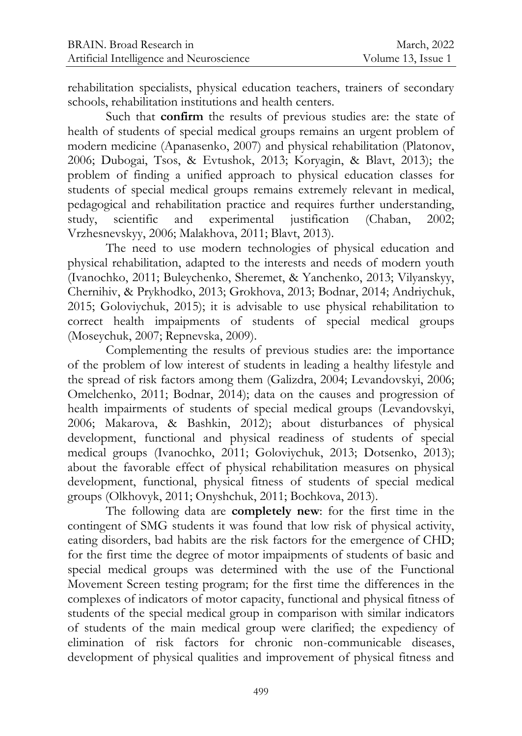rehabilitation specialists, physical education teachers, trainers of secondary schools, rehabilitation institutions and health centers.

Such that **confirm** the results of previous studies are: the state of health of students of special medical groups remains an urgent problem of modern medicine (Apanasenko, 2007) and physical rehabilitation (Platonov, 2006; Dubogai, Tsos, & Evtushok, 2013; Koryagin, & Blavt, 2013); the problem of finding a unified approach to physical education classes for students of special medical groups remains extremely relevant in medical, pedagogical and rehabilitation practice and requires further understanding, study, scientific and experimental justification (Chaban, 2002; Vrzhesnevskyy, 2006; Malakhova, 2011; Blavt, 2013).

The need to use modern technologies of physical education and physical rehabilitation, adapted to the interests and needs of modern youth (Ivanochko, 2011; Buleychenko, Sheremet, & Yanchenko, 2013; Vilyanskyy, Chernihiv, & Prykhodko, 2013; Grokhova, 2013; Bodnar, 2014; Andriychuk, 2015; Goloviychuk, 2015); it is advisable to use physical rehabilitation to correct health impaipments of students of special medical groups (Moseychuk, 2007; Repnevska, 2009).

Complementing the results of previous studies are: the importance of the problem of low interest of students in leading a healthy lifestyle and the spread of risk factors among them (Galizdra, 2004; Levandovskyi, 2006; Omelchenko, 2011; Bodnar, 2014); data on the causes and progression of health impairments of students of special medical groups (Levandovskyi, 2006; Makarova, & Bashkin, 2012); about disturbances of physical development, functional and physical readiness of students of special medical groups (Ivanochko, 2011; Goloviychuk, 2013; Dotsenko, 2013); about the favorable effect of physical rehabilitation measures on physical development, functional, physical fitness of students of special medical groups (Olkhovyk, 2011; Onyshchuk, 2011; Bochkova, 2013).

The following data are **completely new**: for the first time in the contingent of SMG students it was found that low risk of physical activity, eating disorders, bad habits are the risk factors for the emergence of CHD; for the first time the degree of motor impaipments of students of basic and special medical groups was determined with the use of the Functional Movement Screen testing program; for the first time the differences in the complexes of indicators of motor capacity, functional and physical fitness of students of the special medical group in comparison with similar indicators of students of the main medical group were clarified; the expediency of elimination of risk factors for chronic non-communicable diseases, development of physical qualities and improvement of physical fitness and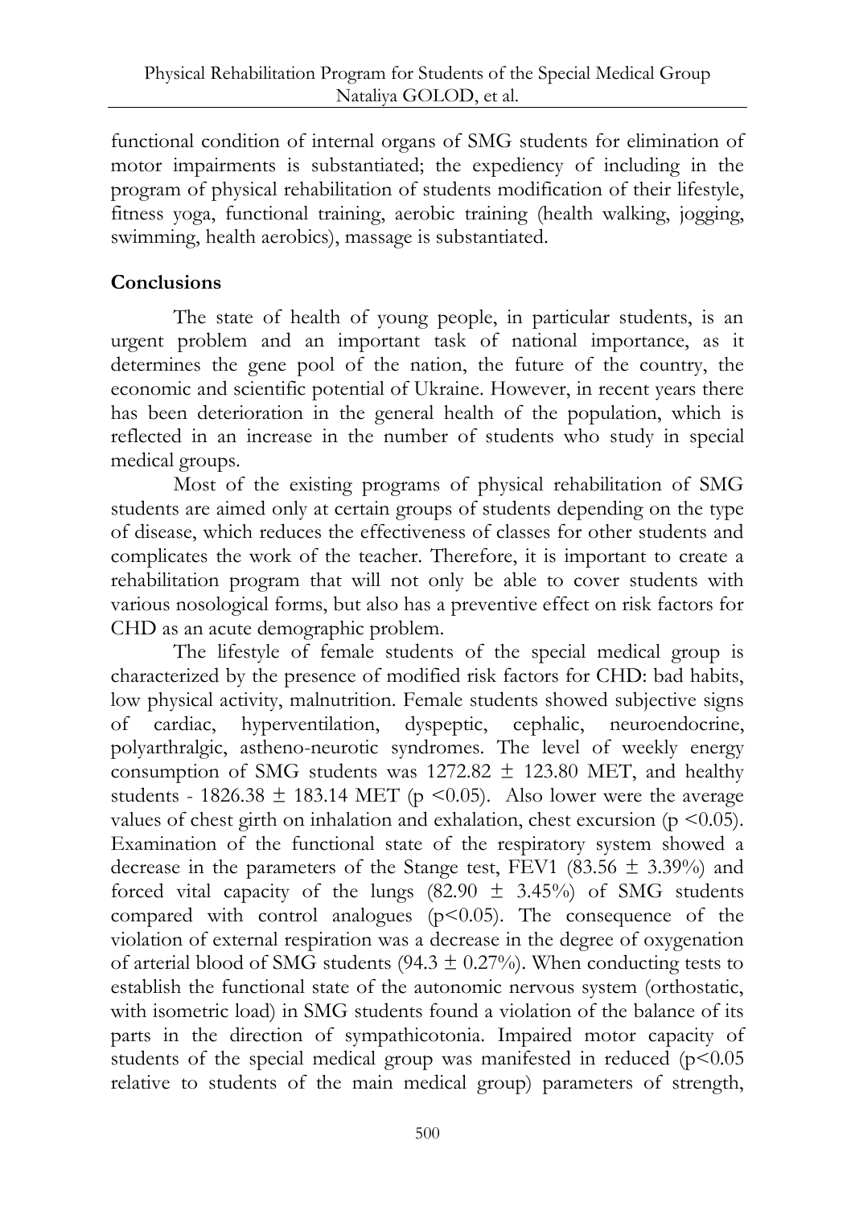functional condition of internal organs of SMG students for elimination of motor impairments is substantiated; the expediency of including in the program of physical rehabilitation of students modification of their lifestyle, fitness yoga, functional training, aerobic training (health walking, jogging, swimming, health aerobics), massage is substantiated.

## Conclusions

The state of health of young people, in particular students, is an urgent problem and an important task of national importance, as it determines the gene pool of the nation, the future of the country, the economic and scientific potential of Ukraine. However, in recent years there has been deterioration in the general health of the population, which is reflected in an increase in the number of students who study in special medical groups.

Most of the existing programs of physical rehabilitation of SMG students are aimed only at certain groups of students depending on the type of disease, which reduces the effectiveness of classes for other students and complicates the work of the teacher. Therefore, it is important to create a rehabilitation program that will not only be able to cover students with various nosological forms, but also has a preventive effect on risk factors for CHD as an acute demographic problem.

The lifestyle of female students of the special medical group is characterized by the presence of modified risk factors for CHD: bad habits, low physical activity, malnutrition. Female students showed subjective signs of cardiac, hyperventilation, dyspeptic, cephalic, neuroendocrine, polyarthralgic, astheno-neurotic syndromes. The level of weekly energy consumption of SMG students was $1272.82 \pm 123.80$ MET, and healthy students - $1826.38 \pm 183.14$ MET ($p < 0.05$). Also lower were the average values of chest girth on inhalation and exhalation, chest excursion ($p < 0.05$). Examination of the functional state of the respiratory system showed a decrease in the parameters of the Stange test, FEV1 ($83.56 \pm 3.39\%$) and forced vital capacity of the lungs ($82.90 \pm 3.45\%$) of SMG students compared with control analogues ($p<0.05$). The consequence of the violation of external respiration was a decrease in the degree of oxygenation of arterial blood of SMG students ($94.3 \pm 0.27\%$). When conducting tests to establish the functional state of the autonomic nervous system (orthostatic, with isometric load) in SMG students found a violation of the balance of its parts in the direction of sympathicotonia. Impaired motor capacity of students of the special medical group was manifested in reduced ($p<0.05$ relative to students of the main medical group) parameters of strength,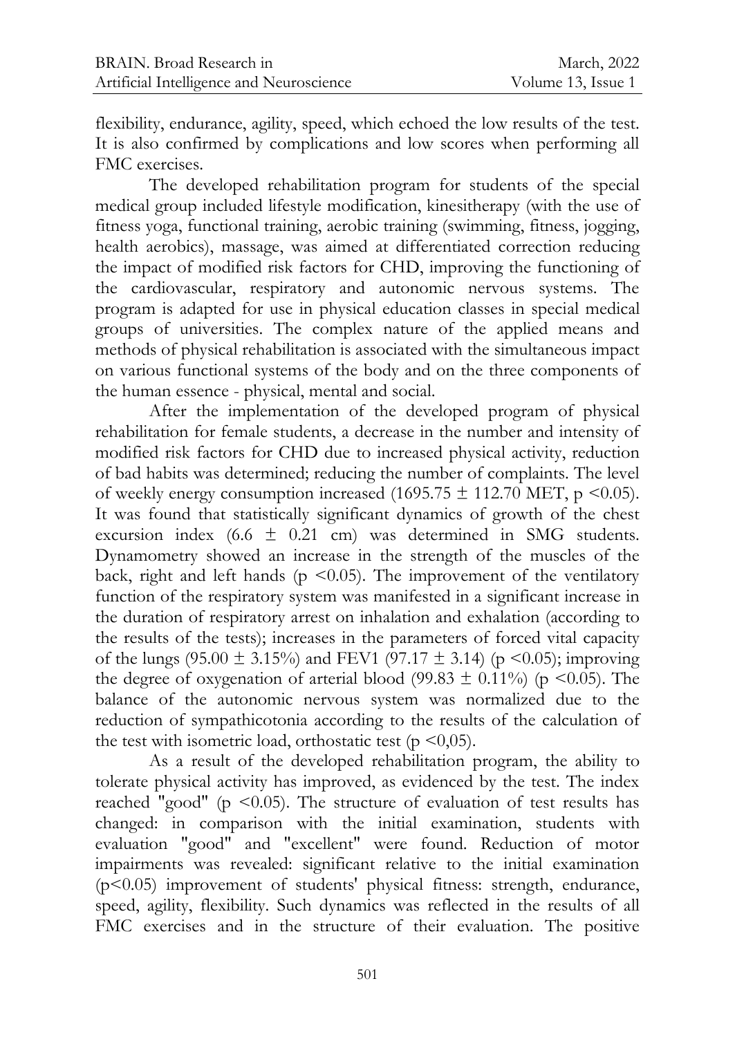flexibility, endurance, agility, speed, which echoed the low results of the test. It is also confirmed by complications and low scores when performing all FMC exercises.

The developed rehabilitation program for students of the special medical group included lifestyle modification, kinesitherapy (with the use of fitness yoga, functional training, aerobic training (swimming, fitness, jogging, health aerobics), massage, was aimed at differentiated correction reducing the impact of modified risk factors for CHD, improving the functioning of the cardiovascular, respiratory and autonomic nervous systems. The program is adapted for use in physical education classes in special medical groups of universities. The complex nature of the applied means and methods of physical rehabilitation is associated with the simultaneous impact on various functional systems of the body and on the three components of the human essence - physical, mental and social.

After the implementation of the developed program of physical rehabilitation for female students, a decrease in the number and intensity of modified risk factors for CHD due to increased physical activity, reduction of bad habits was determined; reducing the number of complaints. The level of weekly energy consumption increased ($1695.75 \pm 112.70$ MET, $p < 0.05$). It was found that statistically significant dynamics of growth of the chest excursion index ($6.6 \pm 0.21$ cm) was determined in SMG students. Dynamometry showed an increase in the strength of the muscles of the back, right and left hands ($p < 0.05$). The improvement of the ventilatory function of the respiratory system was manifested in a significant increase in the duration of respiratory arrest on inhalation and exhalation (according to the results of the tests); increases in the parameters of forced vital capacity of the lungs ($95.00 \pm 3.15\%$) and FEV1 ($97.17 \pm 3.14$) ($p < 0.05$); improving the degree of oxygenation of arterial blood ($99.83 \pm 0.11\%$) ($p < 0.05$). The balance of the autonomic nervous system was normalized due to the reduction of sympathicotonia according to the results of the calculation of the test with isometric load, orthostatic test ($p < 0,05$).

As a result of the developed rehabilitation program, the ability to tolerate physical activity has improved, as evidenced by the test. The index reached "good" ($p < 0.05$). The structure of evaluation of test results has changed: in comparison with the initial examination, students with evaluation "good" and "excellent" were found. Reduction of motor impairments was revealed: significant relative to the initial examination ($p < 0.05$) improvement of students' physical fitness: strength, endurance, speed, agility, flexibility. Such dynamics was reflected in the results of all FMC exercises and in the structure of their evaluation. The positive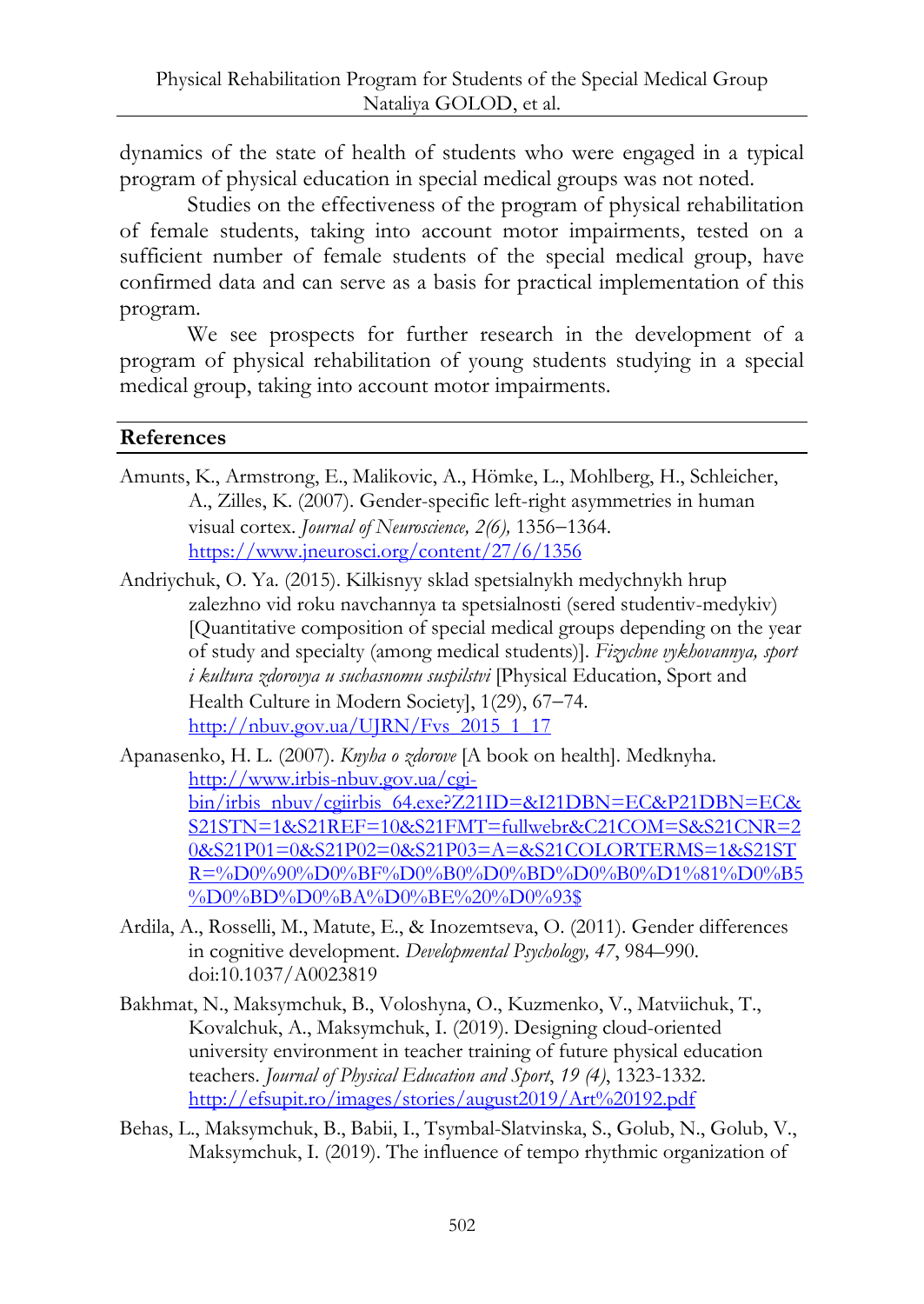dynamics of the state of health of students who were engaged in a typical program of physical education in special medical groups was not noted.

Studies on the effectiveness of the program of physical rehabilitation of female students, taking into account motor impairments, tested on a sufficient number of female students of the special medical group, have confirmed data and can serve as a basis for practical implementation of this program.

We see prospects for further research in the development of a program of physical rehabilitation of young students studying in a special medical group, taking into account motor impairments.

## References

Amunts, K., Armstrong, E., Malikovic, A., Hömke, L., Mohlberg, H., Schleicher, A., Zilles, K. (2007). Gender-specific left-right asymmetries in human visual cortex. *Journal of Neuroscience, 2(6),* 1356–1364. https://www.jneurosci.org/content/27/6/1356

Andriychuk, O. Ya. (2015). Kilkisnyy sklad spetsialnykh medychnykh hrup zalezhno vid roku navchannya ta spetsialnosti (sered studentiv-medykiv) [Quantitative composition of special medical groups depending on the year of study and specialty (among medical students)]. *Fizychne vykhovannya, sport i kultura zdorovya u suchasnomu suspilstvi* [Physical Education, Sport and Health Culture in Modern Society], 1(29), 67–74. http://nbuv.gov.ua/UJRN/Fvs_2015_1_17

Apanasenko, H. L. (2007). *Knyha o zdorove* [A book on health]. Medknyha. http://www.irbis-nbuv.gov.ua/cgi-bin/irbis_nbuv/cgiirbis_64.exe?Z21ID=&I21DBN=EC&P21DBN=EC&S21STN=1&S21REF=10&S21FMT=fullwebr&C21COM=S&S21CNR=20&S21P01=0&S21P02=0&S21P03=A=&S21COLORTERMS=1&S21STR=%D0%90%D0%BF%D0%B0%D0%BD%D0%B0%D1%81%D0%B5%D0%BD%D0%BA%D0%BE%20%D0%93$

Ardila, A., Rosselli, M., Matute, E., & Inozemtseva, O. (2011). Gender differences in cognitive development. *Developmental Psychology, 47*, 984–990. doi:10.1037/A0023819

Bakhmat, N., Maksymchuk, B., Voloshyna, O., Kuzmenko, V., Matviichuk, T., Kovalchuk, A., Maksymchuk, I. (2019). Designing cloud-oriented university environment in teacher training of future physical education teachers. *Journal of Physical Education and Sport*, *19 (4)*, 1323-1332. http://efsupit.ro/images/stories/august2019/Art%20192.pdf

Behas, L., Maksymchuk, B., Babii, I., Tsymbal-Slatvinska, S., Golub, N., Golub, V., Maksymchuk, I. (2019). The influence of tempo rhythmic organization of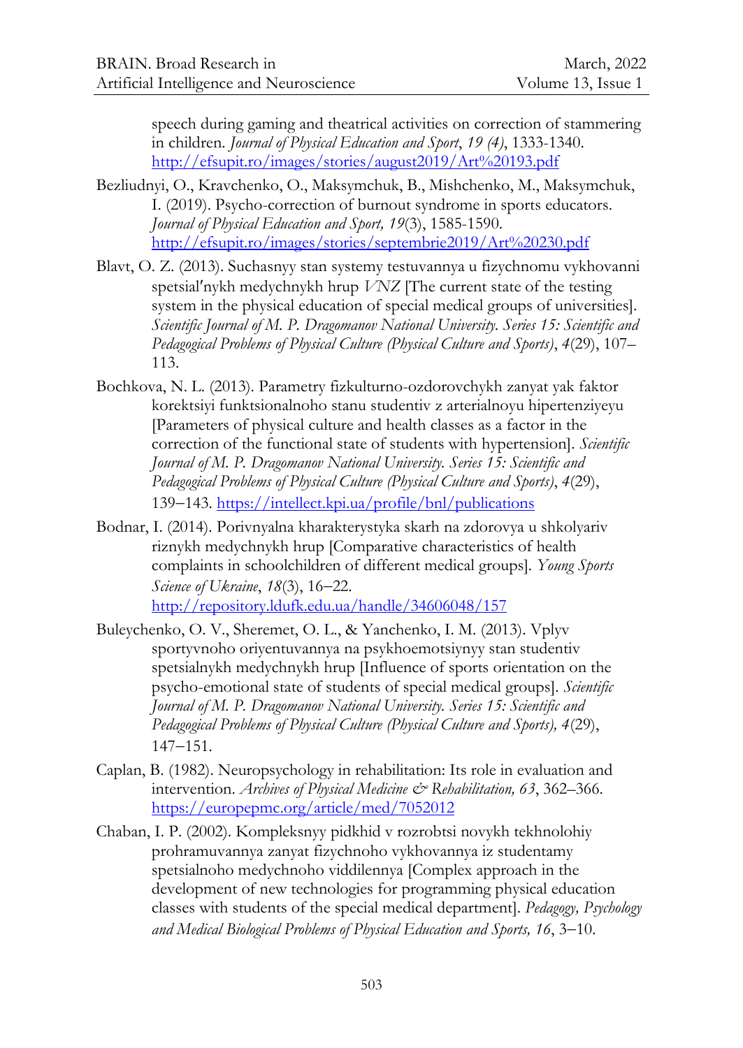speech during gaming and theatrical activities on correction of stammering in children. *Journal of Physical Education and Sport*, *19 (4)*, 1333-1340. http://efsupit.ro/images/stories/august2019/Art%20193.pdf

Bezliudnyi, O., Kravchenko, O., Maksymchuk, B., Mishchenko, M., Maksymchuk, I. (2019). Psycho-correction of burnout syndrome in sports educators. *Journal of Physical Education and Sport, 19*(3), 1585-1590. http://efsupit.ro/images/stories/septembrie2019/Art%20230.pdf

Blavt, O. Z. (2013). Suchasnyy stan systemy testuvannya u fizychnomu vykhovanni spetsialʹnykh medychnykh hrup *VNZ* [The current state of the testing system in the physical education of special medical groups of universities]. *Scientific Journal of M. P. Dragomanov National University. Series 15: Scientific and Pedagogical Problems of Physical Culture (Physical Culture and Sports)*, *4*(29), 107–113.

Bochkova, N. L. (2013). Parametry fizkulturno-ozdorovchykh zanyat yak faktor korektsiyi funktsionalnoho stanu studentiv z arterialnoyu hipertenziyeyu [Parameters of physical culture and health classes as a factor in the correction of the functional state of students with hypertension]. *Scientific Journal of M. P. Dragomanov National University. Series 15: Scientific and Pedagogical Problems of Physical Culture (Physical Culture and Sports)*, *4*(29), 139–143. https://intellect.kpi.ua/profile/bnl/publications

Bodnar, I. (2014). Porivnyalna kharakterystyka skarh na zdorovya u shkolyariv riznykh medychnykh hrup [Comparative characteristics of health complaints in schoolchildren of different medical groups]. *Young Sports Science of Ukraine*, *18*(3), 16–22. http://repository.ldufk.edu.ua/handle/34606048/157

Buleychenko, O. V., Sheremet, O. L., & Yanchenko, I. M. (2013). Vplyv sportyvnoho oriyentuvannya na psykhoemotsiynyy stan studentiv spetsialnykh medychnykh hrup [Influence of sports orientation on the psycho-emotional state of students of special medical groups]. *Scientific Journal of M. P. Dragomanov National University. Series 15: Scientific and Pedagogical Problems of Physical Culture (Physical Culture and Sports), 4*(29), 147–151.

Caplan, B. (1982). Neuropsychology in rehabilitation: Its role in evaluation and intervention. *Archives of Physical Medicine & Rehabilitation, 63*, 362–366. https://europepmc.org/article/med/7052012

Chaban, I. P. (2002). Kompleksnyy pidkhid v rozrobtsi novykh tekhnolohiy prohramuvannya zanyat fizychnoho vykhovannya iz studentamy spetsialnoho medychnoho viddilennya [Complex approach in the development of new technologies for programming physical education classes with students of the special medical department]. *Pedagogy, Psychology and Medical Biological Problems of Physical Education and Sports, 16*, 3–10.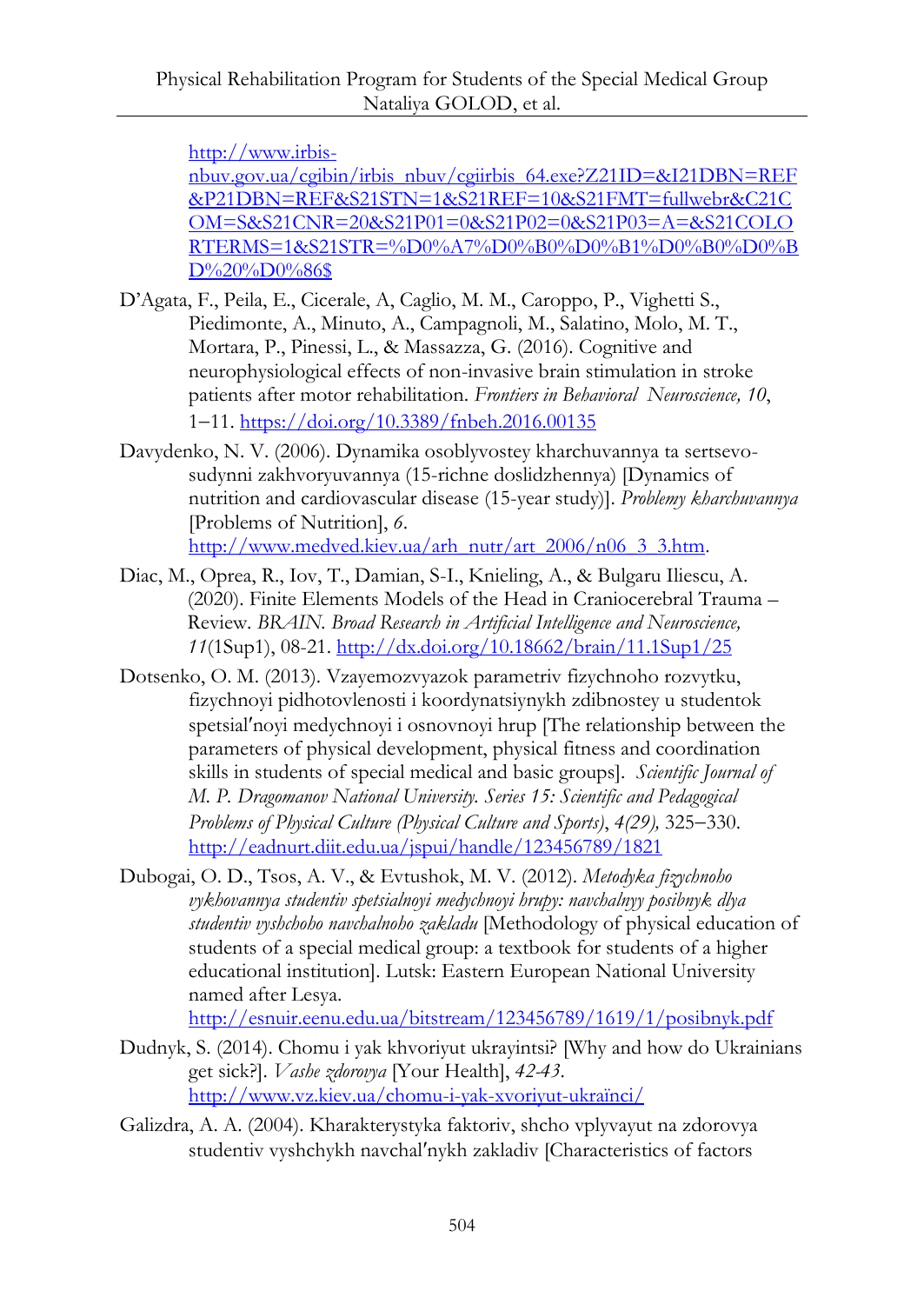http://www.irbis-nbuv.gov.ua/cgibin/irbis_nbuv/cgiirbis_64.exe?Z21ID=&I21DBN=REF&P21DBN=REF&S21STN=1&S21REF=10&S21FMT=fullwebr&C21COM=S&S21CNR=20&S21P01=0&S21P02=0&S21P03=A=&S21COLORTERMS=1&S21STR=%D0%A7%D0%B0%D0%B1%D0%B0%D0%BD%20%D0%86$

D'Agata, F., Peila, E., Cicerale, A, Caglio, M. M., Caroppo, P., Vighetti S., Piedimonte, A., Minuto, A., Campagnoli, M., Salatino, Molo, M. T., Mortara, P., Pinessi, L., & Massazza, G. (2016). Cognitive and neurophysiological effects of non-invasive brain stimulation in stroke patients after motor rehabilitation. *Frontiers in Behavioral Neuroscience, 10*, 1–11. https://doi.org/10.3389/fnbeh.2016.00135

Davydenko, N. V. (2006). Dynamika osoblyvostey kharchuvannya ta sertsevo-sudynni zakhvoryuvannya (15-richne doslidzhennya) [Dynamics of nutrition and cardiovascular disease (15-year study)]. *Problemy kharchuvannya* [Problems of Nutrition], *6*. http://www.medved.kiev.ua/arh_nutr/art_2006/n06_3_3.htm.

Diac, M., Oprea, R., Iov, T., Damian, S-I., Knieling, A., & Bulgaru Iliescu, A. (2020). Finite Elements Models of the Head in Craniocerebral Trauma – Review. *BRAIN. Broad Research in Artificial Intelligence and Neuroscience, 11*(1Sup1), 08-21. http://dx.doi.org/10.18662/brain/11.1Sup1/25

Dotsenko, O. M. (2013). Vzayemozvyazok parametriv fizychnoho rozvytku, fizychnoyi pidhotovlenosti i koordynatsiynykh zdibnostey u studentok spetsial′noyi medychnoyi i osnovnoyi hrup [The relationship between the parameters of physical development, physical fitness and coordination skills in students of special medical and basic groups]. *Scientific Journal of M. P. Dragomanov National University. Series 15: Scientific and Pedagogical Problems of Physical Culture (Physical Culture and Sports)*, *4(29),* 325–330. http://eadnurt.diit.edu.ua/jspui/handle/123456789/1821

Dubogai, O. D., Tsos, A. V., & Evtushok, M. V. (2012). *Metodyka fizychnoho vykhovannya studentiv spetsialnoyi medychnoyi hrupy: navchalnyy posibnyk dlya studentiv vyshchoho navchalnoho zakladu* [Methodology of physical education of students of a special medical group: a textbook for students of a higher educational institution]. Lutsk: Eastern European National University named after Lesya. http://esnuir.eenu.edu.ua/bitstream/123456789/1619/1/posibnyk.pdf

Dudnyk, S. (2014). Chomu i yak khvoriyut ukrayintsi? [Why and how do Ukrainians get sick?]. *Vashe zdorovya* [Your Health], *42-43*. http://www.vz.kiev.ua/chomu-i-yak-xvoriyut-ukraïnci/

Galizdra, A. A. (2004). Kharakterystyka faktoriv, shcho vplyvayut na zdorovya studentiv vyshchykh navchal′nykh zakladiv [Characteristics of factors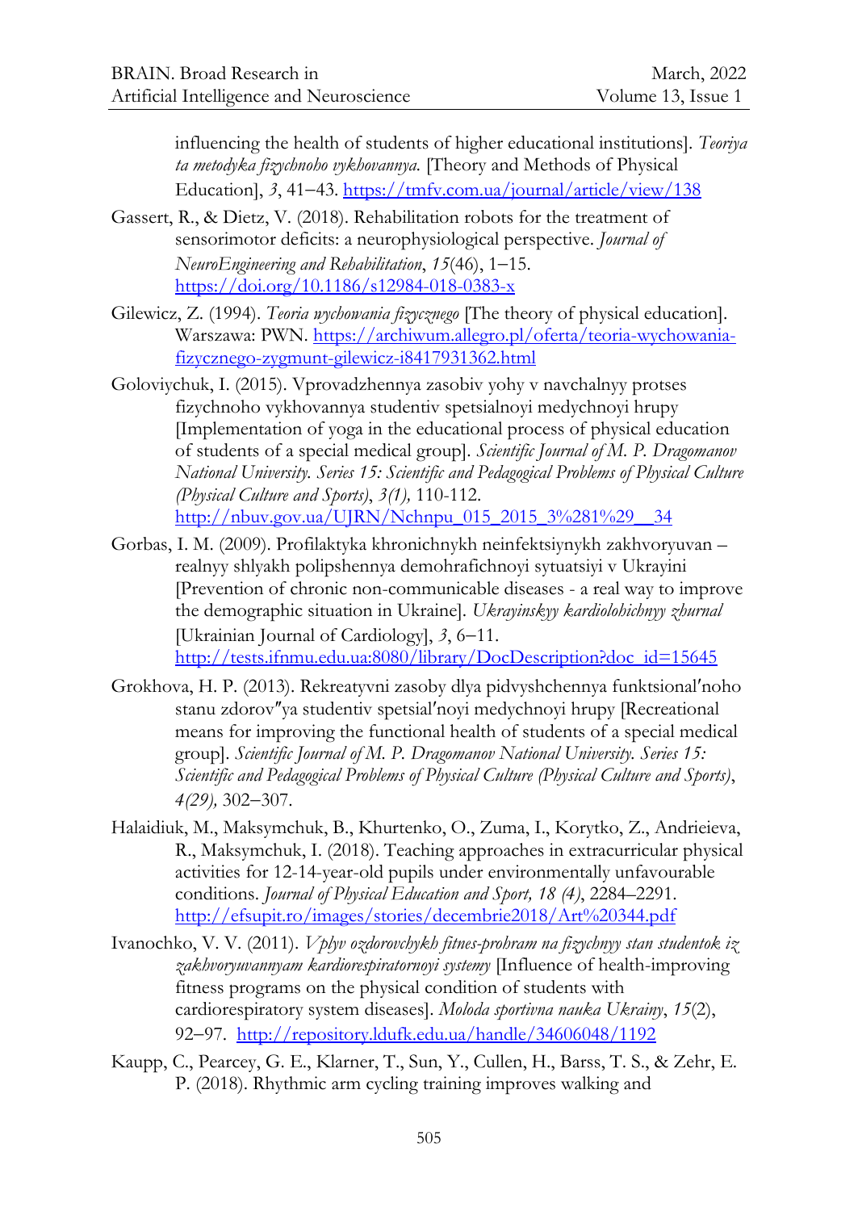influencing the health of students of higher educational institutions]. *Teoriya ta metodyka fizychnoho vykhovannya.* [Theory and Methods of Physical Education], *3*, 41–43. https://tmfv.com.ua/journal/article/view/138

Gassert, R., & Dietz, V. (2018). Rehabilitation robots for the treatment of sensorimotor deficits: a neurophysiological perspective. *Journal of NeuroEngineering and Rehabilitation*, *15*(46), 1–15. https://doi.org/10.1186/s12984-018-0383-x

Gilewicz, Z. (1994). *Teoria wychowania fizycznego* [The theory of physical education]. Warszawa: PWN. https://archiwum.allegro.pl/oferta/teoria-wychowania-fizycznego-zygmunt-gilewicz-i8417931362.html

Goloviychuk, I. (2015). Vprovadzhennya zasobiv yohy v navchalnyy protses fizychnoho vykhovannya studentiv spetsialnoyi medychnoyi hrupy [Implementation of yoga in the educational process of physical education of students of a special medical group]. *Scientific Journal of M. P. Dragomanov National University. Series 15: Scientific and Pedagogical Problems of Physical Culture (Physical Culture and Sports)*, *3(1),* 110-112. http://nbuv.gov.ua/UJRN/Nchnpu_015_2015_3%281%29__34

Gorbas, I. M. (2009). Profilaktyka khronichnykh neinfektsiynykh zakhvoryuvan – realnyy shlyakh polipshennya demohrafichnoyi sytuatsiyi v Ukrayini [Prevention of chronic non-communicable diseases - a real way to improve the demographic situation in Ukraine]. *Ukrayinskyy kardiolohichnyy zhurnal* [Ukrainian Journal of Cardiology], *3*, 6–11. http://tests.ifnmu.edu.ua:8080/library/DocDescription?doc_id=15645

Grokhova, H. P. (2013). Rekreatyvni zasoby dlya pidvyshchennya funktsionalʹnoho stanu zdorovʺya studentiv spetsialʹnoyi medychnoyi hrupy [Recreational means for improving the functional health of students of a special medical group]. *Scientific Journal of M. P. Dragomanov National University. Series 15: Scientific and Pedagogical Problems of Physical Culture (Physical Culture and Sports)*, *4(29),* 302–307.

Halaidiuk, M., Maksymchuk, B., Khurtenko, O., Zuma, I., Korytko, Z., Andrieieva, R., Maksymchuk, I. (2018). Teaching approaches in extracurricular physical activities for 12-14-year-old pupils under environmentally unfavourable conditions. *Journal of Physical Education and Sport, 18 (4)*, 2284–2291. http://efsupit.ro/images/stories/decembrie2018/Art%20344.pdf

Ivanochko, V. V. (2011). *Vplyv ozdorovchykh fitnes-prohram na fizychnyy stan studentok iz zakhvoryuvannyam kardiorespiratornoyi systemy* [Influence of health-improving fitness programs on the physical condition of students with cardiorespiratory system diseases]. *Moloda sportivna nauka Ukrainy*, *15*(2), 92–97. http://repository.ldufk.edu.ua/handle/34606048/1192

Kaupp, C., Pearcey, G. E., Klarner, T., Sun, Y., Cullen, H., Barss, T. S., & Zehr, E. P. (2018). Rhythmic arm cycling training improves walking and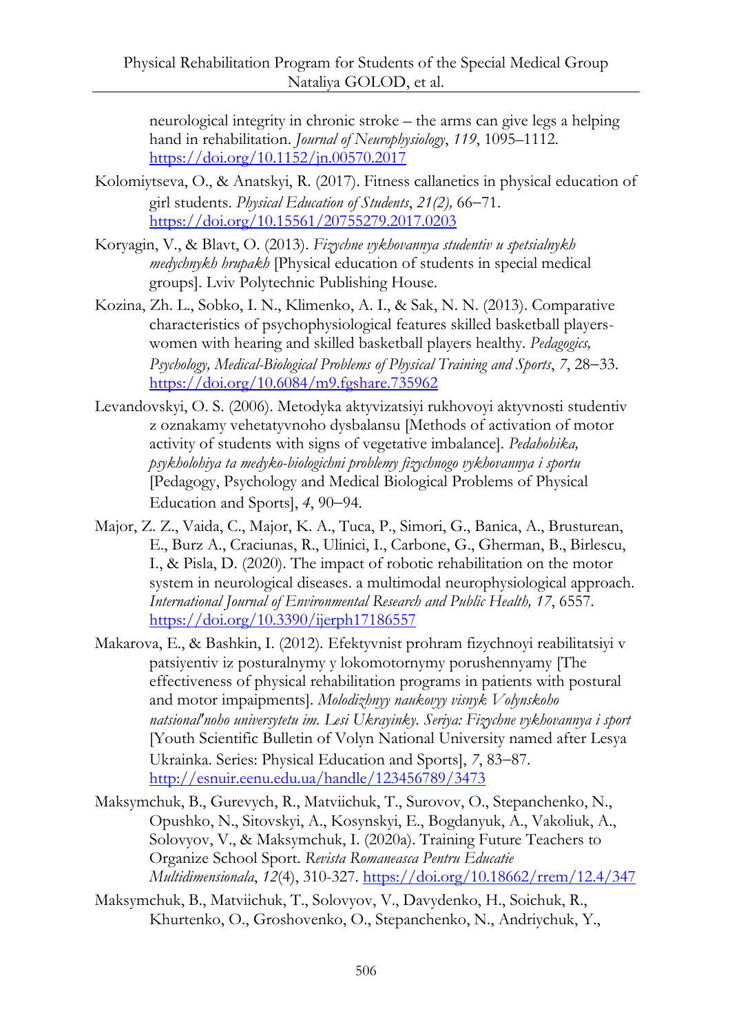neurological integrity in chronic stroke – the arms can give legs a helping hand in rehabilitation. *Journal of Neurophysiology*, *119*, 1095–1112. https://doi.org/10.1152/jn.00570.2017

Kolomiytseva, O., & Anatskyi, R. (2017). Fitness callanetics in physical education of girl students. *Physical Education of Students*, *21(2),* 66–71. https://doi.org/10.15561/20755279.2017.0203

Koryagin, V., & Blavt, O. (2013). *Fizychne vykhovannya studentiv u spetsialnykh medychnykh hrupakh* [Physical education of students in special medical groups]. Lviv Polytechnic Publishing House.

Kozina, Zh. L., Sobko, I. N., Klimenko, A. I., & Sak, N. N. (2013). Comparative characteristics of psychophysiological features skilled basketball players-women with hearing and skilled basketball players healthy. *Pedagogics, Psychology, Medical-Biological Problems of Physical Training and Sports*, *7*, 28–33. https://doi.org/10.6084/m9.fgshare.735962

Levandovskyi, O. S. (2006). Metodyka aktyvizatsiyi rukhovoyi aktyvnosti studentiv z oznakamy vehetatyvnoho dysbalansu [Methods of activation of motor activity of students with signs of vegetative imbalance]. *Pedahohika, psykholohiya ta medyko-biologichni problemy fizychnogo vykhovannya i sportu* [Pedagogy, Psychology and Medical Biological Problems of Physical Education and Sports], *4*, 90–94.

Major, Z. Z., Vaida, C., Major, K. A., Tuca, P., Simori, G., Banica, A., Brusturean, E., Burz A., Craciunas, R., Ulinici, I., Carbone, G., Gherman, B., Birlescu, I., & Pisla, D. (2020). The impact of robotic rehabilitation on the motor system in neurological diseases. a multimodal neurophysiological approach. *International Journal of Environmental Research and Public Health, 17*, 6557. https://doi.org/10.3390/ijerph17186557

Makarova, E., & Bashkin, I. (2012). Efektyvnist prohram fizychnoyi reabilitatsiyi v patsiyentiv iz posturalnymy y lokomotornymy porushennyamy [The effectiveness of physical rehabilitation programs in patients with postural and motor impaipments]. *Molodizhnyy naukovyy visnyk Volynskoho natsional'noho universytetu im. Lesi Ukrayinky. Seriya: Fizychne vykhovannya i sport* [Youth Scientific Bulletin of Volyn National University named after Lesya Ukrainka. Series: Physical Education and Sports], *7*, 83–87. http://esnuir.eenu.edu.ua/handle/123456789/3473

Maksymchuk, B., Gurevych, R., Matviichuk, T., Surovov, O., Stepanchenko, N., Opushko, N., Sitovskyi, A., Kosynskyi, E., Bogdanyuk, A., Vakoliuk, A., Solovyov, V., & Maksymchuk, I. (2020a). Training Future Teachers to Organize School Sport. *Revista Romaneasca Pentru Educatie Multidimensionala*, *12*(4), 310-327. https://doi.org/10.18662/rrem/12.4/347

Maksymchuk, B., Matviichuk, T., Solovyov, V., Davydenko, H., Soichuk, R., Khurtenko, O., Groshovenko, O., Stepanchenko, N., Andriychuk, Y.,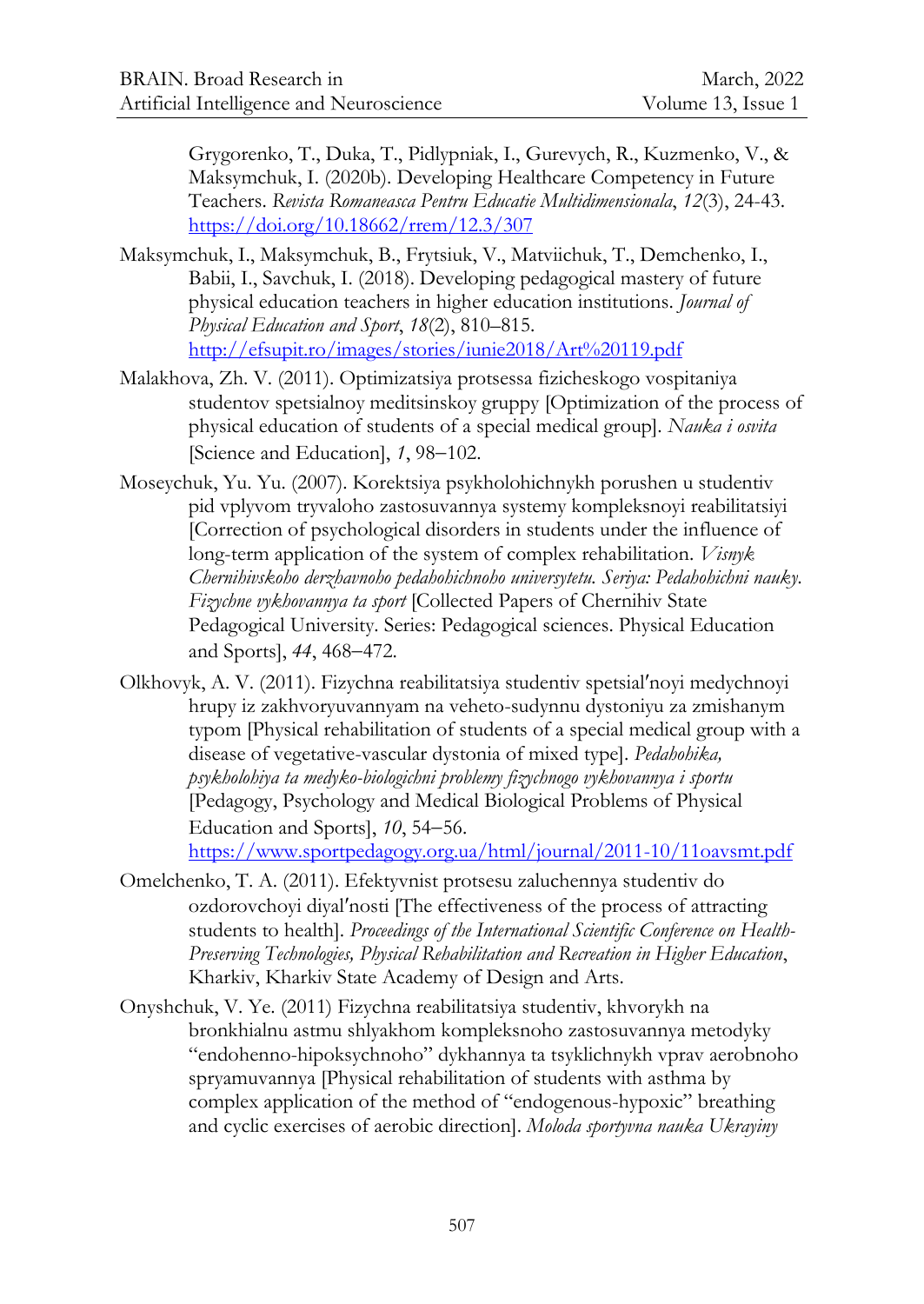Grygorenko, T., Duka, T., Pidlypniak, I., Gurevych, R., Kuzmenko, V., & Maksymchuk, I. (2020b). Developing Healthcare Competency in Future Teachers. *Revista Romaneasca Pentru Educatie Multidimensionala*, *12*(3), 24-43. https://doi.org/10.18662/rrem/12.3/307

Maksymchuk, I., Maksymchuk, B., Frytsiuk, V., Matviichuk, T., Demchenko, I., Babii, I., Savchuk, I. (2018). Developing pedagogical mastery of future physical education teachers in higher education institutions. *Journal of Physical Education and Sport*, *18*(2), 810–815. http://efsupit.ro/images/stories/iunie2018/Art%20119.pdf

Malakhova, Zh. V. (2011). Optimizatsiya protsessa fizicheskogo vospitaniya studentov spetsialnoy meditsinskoy gruppy [Optimization of the process of physical education of students of a special medical group]. *Nauka i osvita* [Science and Education], *1*, 98–102.

Moseychuk, Yu. Yu. (2007). Korektsiya psykholohichnykh porushen u studentiv pid vplyvom tryvaloho zastosuvannya systemy kompleksnoyi reabilitatsiyi [Correction of psychological disorders in students under the influence of long-term application of the system of complex rehabilitation. *Visnyk Chernihivskoho derzhavnoho pedahohichnoho universytetu. Seriya: Pedahohichni nauky. Fizychne vykhovannya ta sport* [Collected Papers of Chernihiv State Pedagogical University. Series: Pedagogical sciences. Physical Education and Sports], *44*, 468–472.

Olkhovyk, A. V. (2011). Fizychna reabilitatsiya studentiv spetsialʹnoyi medychnoyi hrupy iz zakhvoryuvannyam na veheto-sudynnu dystoniyu za zmishanym typom [Physical rehabilitation of students of a special medical group with a disease of vegetative-vascular dystonia of mixed type]. *Pedahohika, psykholohiya ta medyko-biologichni problemy fizychnogo vykhovannya i sportu* [Pedagogy, Psychology and Medical Biological Problems of Physical Education and Sports], *10*, 54–56. https://www.sportpedagogy.org.ua/html/journal/2011-10/11oavsmt.pdf

Omelchenko, T. A. (2011). Efektyvnist protsesu zaluchennya studentiv do ozdorovchoyi diyalʹnosti [The effectiveness of the process of attracting students to health]. *Proceedings of the International Scientific Conference on Health-Preserving Technologies, Physical Rehabilitation and Recreation in Higher Education*, Kharkiv, Kharkiv State Academy of Design and Arts.

Onyshchuk, V. Ye. (2011) Fizychna reabilitatsiya studentiv, khvorykh na bronkhialnu astmu shlyakhom kompleksnoho zastosuvannya metodyky "endohenno-hipoksychnoho" dykhannya ta tsyklichnykh vprav aerobnoho spryamuvannya [Physical rehabilitation of students with asthma by complex application of the method of "endogenous-hypoxic" breathing and cyclic exercises of aerobic direction]. *Moloda sportyvna nauka Ukrayiny*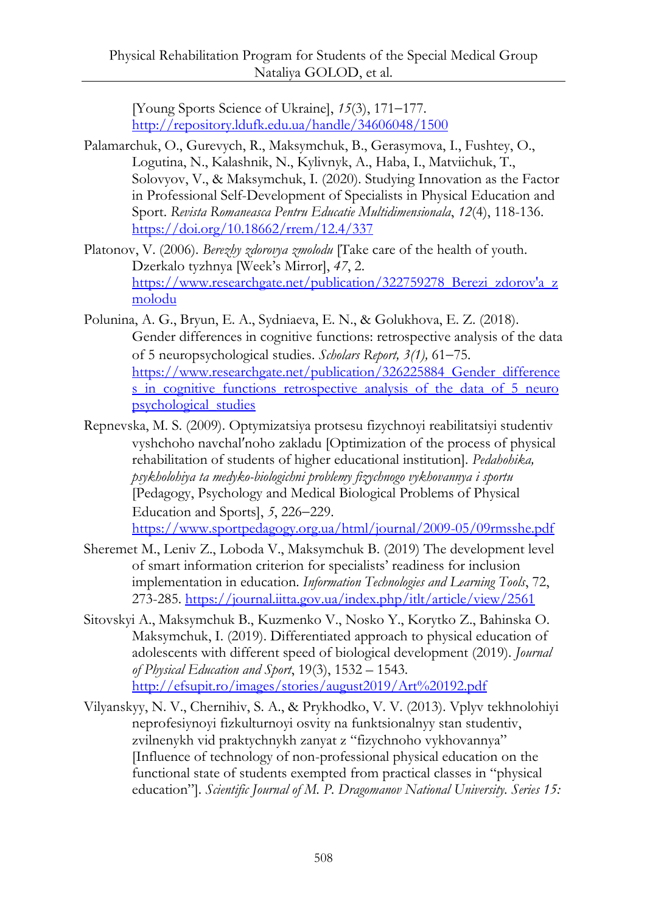[Young Sports Science of Ukraine], *15*(3), 171–177. http://repository.ldufk.edu.ua/handle/34606048/1500

Palamarchuk, O., Gurevych, R., Maksymchuk, B., Gerasymova, I., Fushtey, O., Logutina, N., Kalashnik, N., Kylivnyk, A., Haba, I., Matviichuk, T., Solovyov, V., & Maksymchuk, I. (2020). Studying Innovation as the Factor in Professional Self-Development of Specialists in Physical Education and Sport. *Revista Romaneasca Pentru Educatie Multidimensionala*, *12*(4), 118-136. https://doi.org/10.18662/rrem/12.4/337

Platonov, V. (2006). *Berezhy zdorovya zmolodu* [Take care of the health of youth. Dzerkalo tyzhnya [Week's Mirror], *47*, 2. https://www.researchgate.net/publication/322759278_Berezi_zdorov'a_z_molodu

Polunina, A. G., Bryun, E. A., Sydniaeva, E. N., & Golukhova, E. Z. (2018). Gender differences in cognitive functions: retrospective analysis of the data of 5 neuropsychological studies. *Scholars Report, 3(1),* 61–75. https://www.researchgate.net/publication/326225884_Gender_differences_in_cognitive_functions_retrospective_analysis_of_the_data_of_5_neuropsychological_studies

Repnevska, M. S. (2009). Optymizatsiya protsesu fizychnoyi reabilitatsiyi studentiv vyshchoho navchal'noho zakladu [Optimization of the process of physical rehabilitation of students of higher educational institution]. *Pedahohika, psykholohiya ta medyko-biologichni problemy fizychnogo vykhovannya i sportu* [Pedagogy, Psychology and Medical Biological Problems of Physical Education and Sports], *5*, 226–229. https://www.sportpedagogy.org.ua/html/journal/2009-05/09rmsshe.pdf

Sheremet M., Leniv Z., Loboda V., Maksymchuk B. (2019) The development level of smart information criterion for specialists' readiness for inclusion implementation in education. *Information Technologies and Learning Tools*, 72, 273-285. https://journal.iitta.gov.ua/index.php/itlt/article/view/2561

Sitovskyi A., Maksymchuk B., Kuzmenko V., Nosko Y., Korytko Z., Bahinska O. Maksymchuk, I. (2019). Differentiated approach to physical education of adolescents with different speed of biological development (2019). *Journal of Physical Education and Sport*, 19(3), 1532 – 1543. http://efsupit.ro/images/stories/august2019/Art%20192.pdf

Vilyanskyy, N. V., Chernihiv, S. A., & Prykhodko, V. V. (2013). Vplyv tekhnolohiyi neprofesiynoyi fizkulturnoyi osvity na funktsionalnyy stan studentiv, zvilnenykh vid praktychnykh zanyat z "fizychnoho vykhovannya" [Influence of technology of non-professional physical education on the functional state of students exempted from practical classes in "physical education"]. *Scientific Journal of M. P. Dragomanov National University. Series 15:*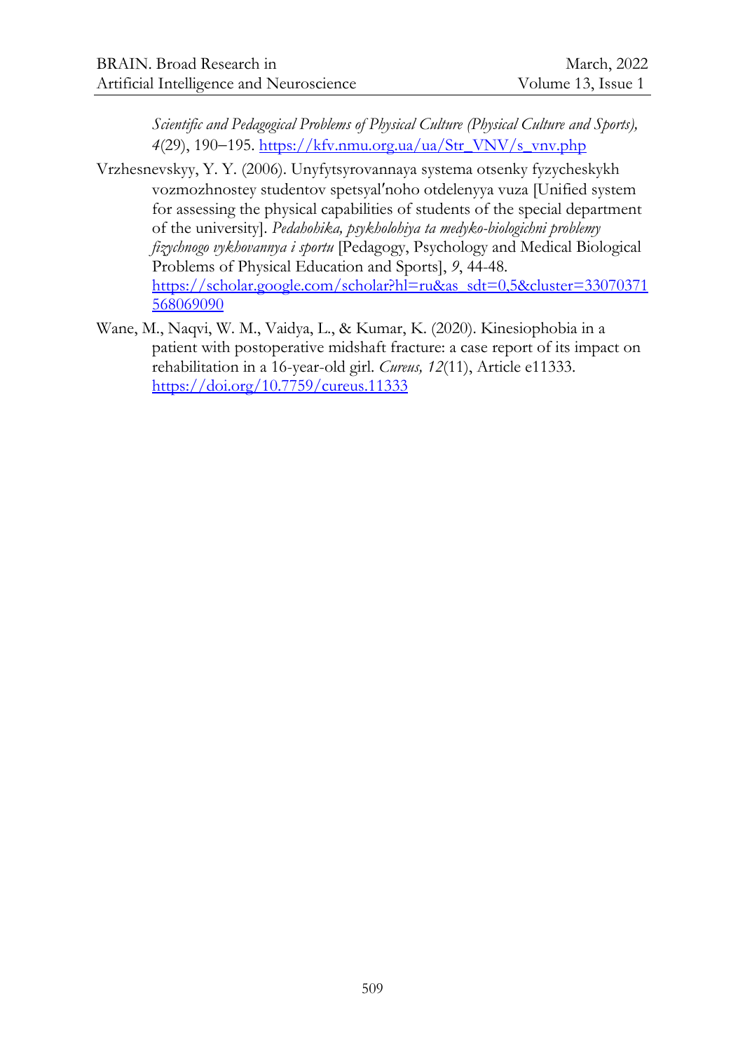*Scientific and Pedagogical Problems of Physical Culture (Physical Culture and Sports), 4*(29), 190–195. https://kfv.nmu.org.ua/ua/Str_VNV/s_vnv.php

Vrzhesnevskyy, Y. Y. (2006). Unyfytsyrovannaya systema otsenky fyzycheskykh vozmozhnostey studentov spetsyal′noho otdelenyya vuza [Unified system for assessing the physical capabilities of students of the special department of the university]. *Pedahohika, psykholohiya ta medyko-biologichni problemy fizychnogo vykhovannya i sportu* [Pedagogy, Psychology and Medical Biological Problems of Physical Education and Sports], *9*, 44-48. https://scholar.google.com/scholar?hl=ru&as_sdt=0,5&cluster=33070371568069090

Wane, M., Naqvi, W. M., Vaidya, L., & Kumar, K. (2020). Kinesiophobia in a patient with postoperative midshaft fracture: a case report of its impact on rehabilitation in a 16-year-old girl. *Cureus, 12*(11), Article e11333. https://doi.org/10.7759/cureus.11333